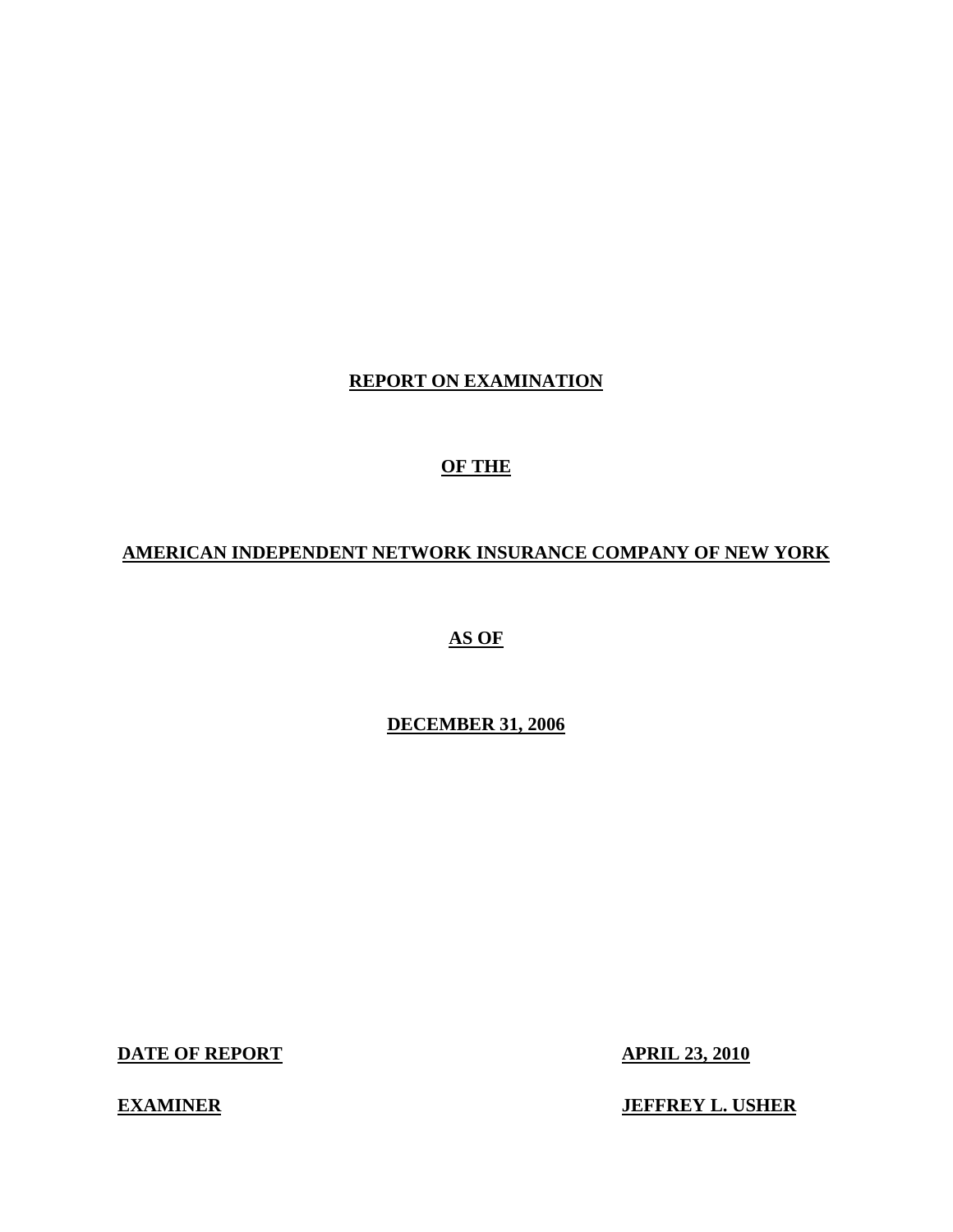**REPORT ON EXAMINATION**

**OF THE**

**AMERICAN INDEPENDENT NETWORK INSURANCE COMPANY OF NEW YORK**

**AS OF**

**DECEMBER 31, 2006**

| | |
|---|---|
| **DATE OF REPORT** | **APRIL 23, 2010** |
| **EXAMINER** | **JEFFREY L. USHER** |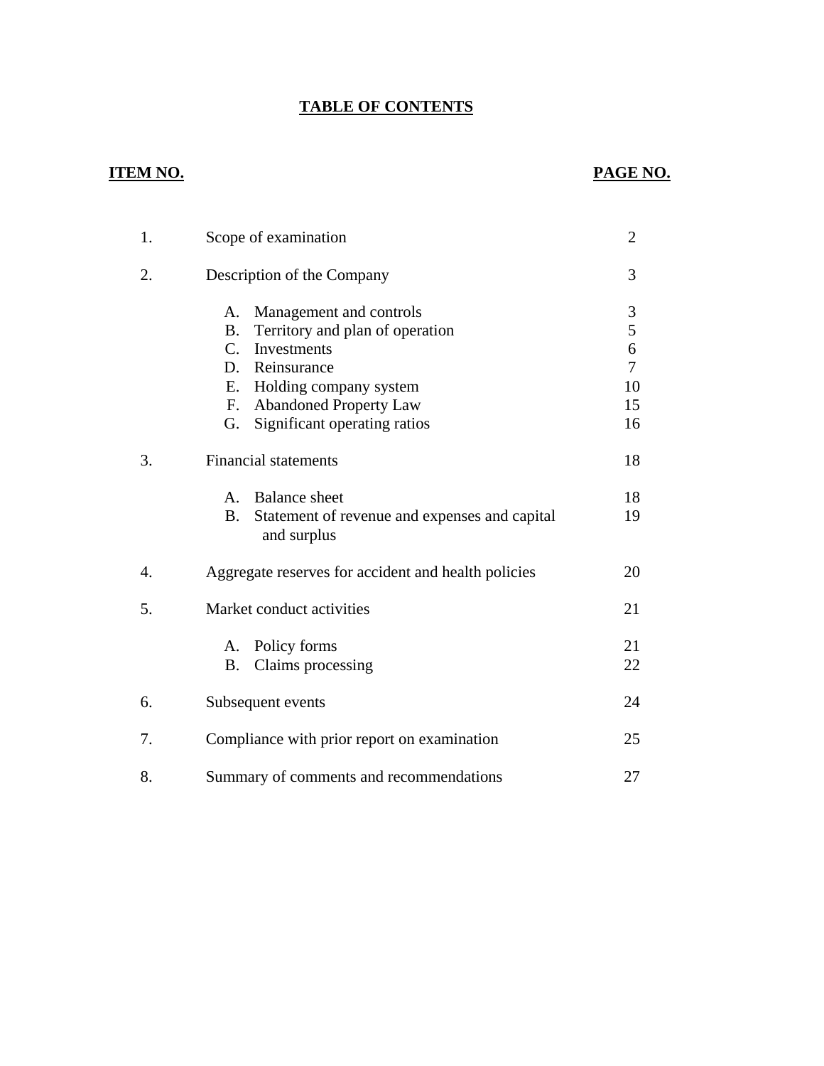## TABLE OF CONTENTS

| ITEM NO. | | PAGE NO. |
|---|---|---|
| 1. | Scope of examination | 2 |
| 2. | Description of the Company | 3 |
| | A. Management and controls | 3 |
| | B. Territory and plan of operation | 5 |
| | C. Investments | 6 |
| | D. Reinsurance | 7 |
| | E. Holding company system | 10 |
| | F. Abandoned Property Law | 15 |
| | G. Significant operating ratios | 16 |
| 3. | Financial statements | 18 |
| | A. Balance sheet | 18 |
| | B. Statement of revenue and expenses and capital and surplus | 19 |
| 4. | Aggregate reserves for accident and health policies | 20 |
| 5. | Market conduct activities | 21 |
| | A. Policy forms | 21 |
| | B. Claims processing | 22 |
| 6. | Subsequent events | 24 |
| 7. | Compliance with prior report on examination | 25 |
| 8. | Summary of comments and recommendations | 27 |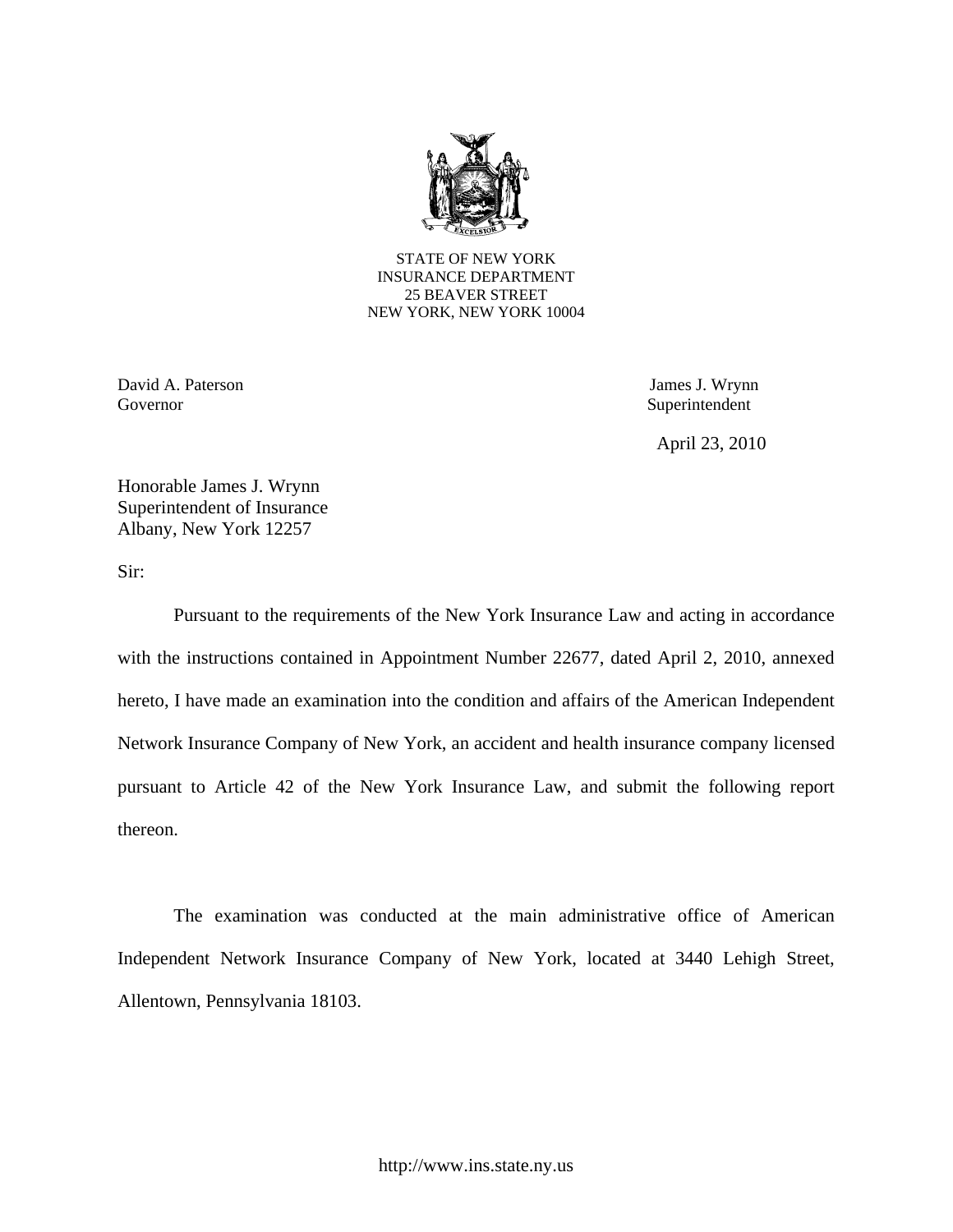STATE OF NEW YORK
INSURANCE DEPARTMENT
25 BEAVER STREET
NEW YORK, NEW YORK 10004

David A. Paterson
Governor

James J. Wrynn
Superintendent

April 23, 2010

Honorable James J. Wrynn
Superintendent of Insurance
Albany, New York 12257

Sir:

Pursuant to the requirements of the New York Insurance Law and acting in accordance with the instructions contained in Appointment Number 22677, dated April 2, 2010, annexed hereto, I have made an examination into the condition and affairs of the American Independent Network Insurance Company of New York, an accident and health insurance company licensed pursuant to Article 42 of the New York Insurance Law, and submit the following report thereon.

The examination was conducted at the main administrative office of American Independent Network Insurance Company of New York, located at 3440 Lehigh Street, Allentown, Pennsylvania 18103.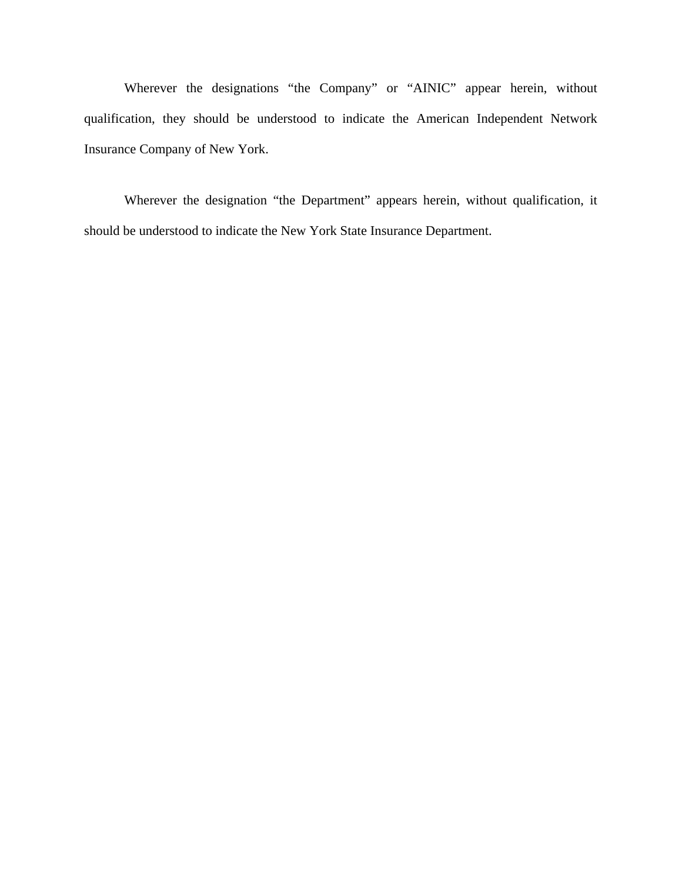Wherever the designations "the Company" or "AINIC" appear herein, without qualification, they should be understood to indicate the American Independent Network Insurance Company of New York.

Wherever the designation "the Department" appears herein, without qualification, it should be understood to indicate the New York State Insurance Department.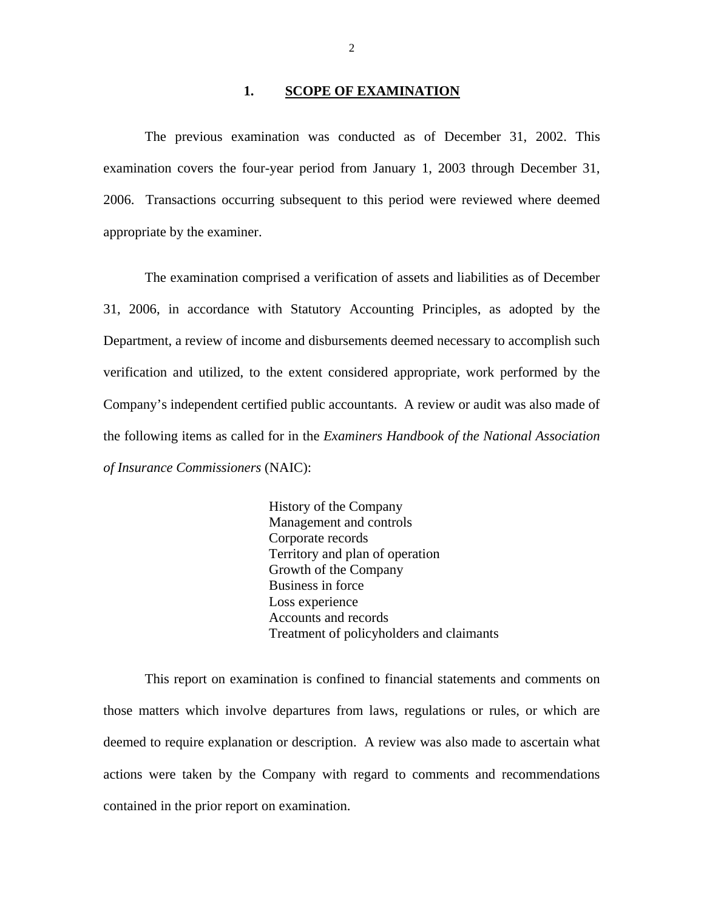## 1. SCOPE OF EXAMINATION

The previous examination was conducted as of December 31, 2002. This examination covers the four-year period from January 1, 2003 through December 31, 2006. Transactions occurring subsequent to this period were reviewed where deemed appropriate by the examiner.

The examination comprised a verification of assets and liabilities as of December 31, 2006, in accordance with Statutory Accounting Principles, as adopted by the Department, a review of income and disbursements deemed necessary to accomplish such verification and utilized, to the extent considered appropriate, work performed by the Company's independent certified public accountants. A review or audit was also made of the following items as called for in the *Examiners Handbook of the National Association of Insurance Commissioners* (NAIC):

- History of the Company
- Management and controls
- Corporate records
- Territory and plan of operation
- Growth of the Company
- Business in force
- Loss experience
- Accounts and records
- Treatment of policyholders and claimants

This report on examination is confined to financial statements and comments on those matters which involve departures from laws, regulations or rules, or which are deemed to require explanation or description. A review was also made to ascertain what actions were taken by the Company with regard to comments and recommendations contained in the prior report on examination.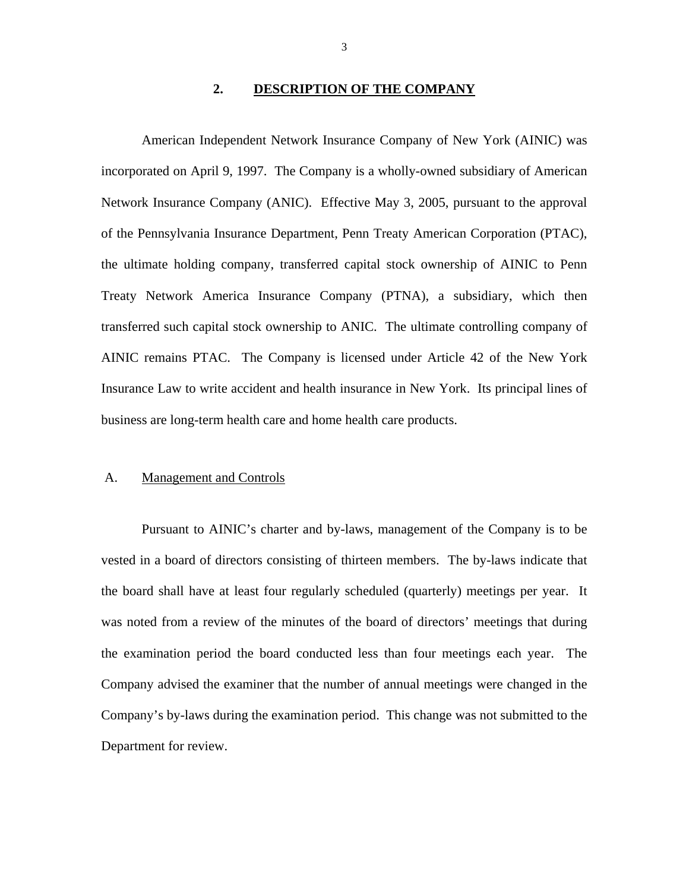## 2. DESCRIPTION OF THE COMPANY

American Independent Network Insurance Company of New York (AINIC) was incorporated on April 9, 1997. The Company is a wholly-owned subsidiary of American Network Insurance Company (ANIC). Effective May 3, 2005, pursuant to the approval of the Pennsylvania Insurance Department, Penn Treaty American Corporation (PTAC), the ultimate holding company, transferred capital stock ownership of AINIC to Penn Treaty Network America Insurance Company (PTNA), a subsidiary, which then transferred such capital stock ownership to ANIC. The ultimate controlling company of AINIC remains PTAC. The Company is licensed under Article 42 of the New York Insurance Law to write accident and health insurance in New York. Its principal lines of business are long-term health care and home health care products.

### A. Management and Controls

Pursuant to AINIC's charter and by-laws, management of the Company is to be vested in a board of directors consisting of thirteen members. The by-laws indicate that the board shall have at least four regularly scheduled (quarterly) meetings per year. It was noted from a review of the minutes of the board of directors' meetings that during the examination period the board conducted less than four meetings each year. The Company advised the examiner that the number of annual meetings were changed in the Company's by-laws during the examination period. This change was not submitted to the Department for review.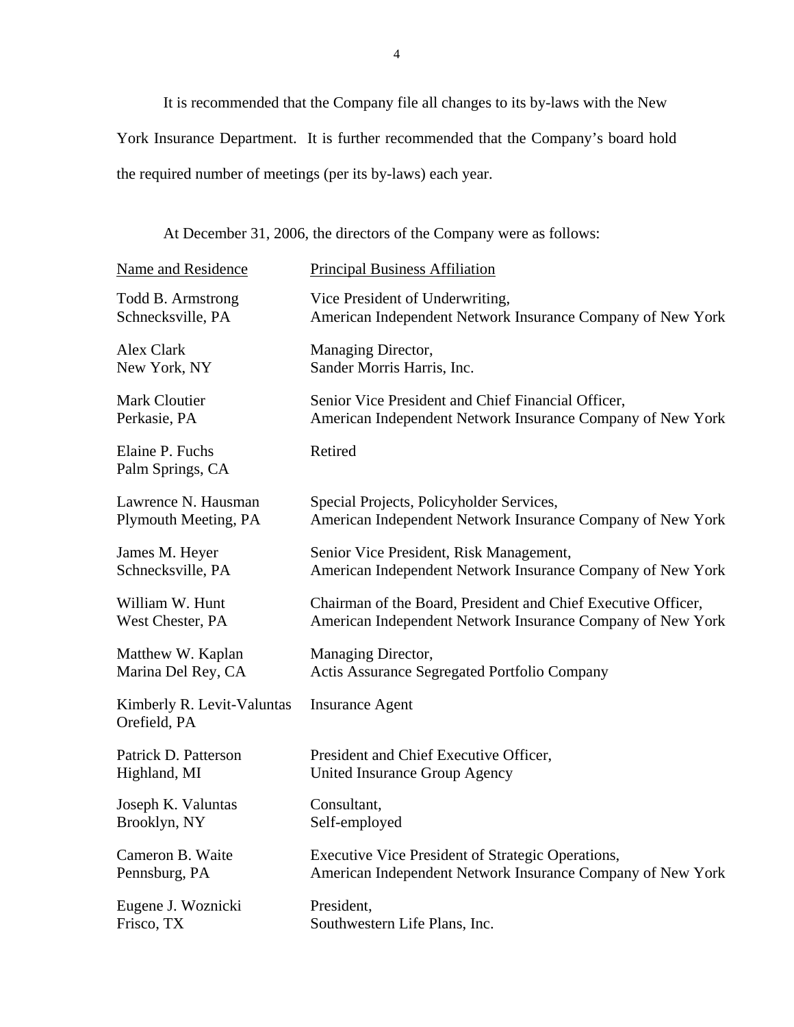It is recommended that the Company file all changes to its by-laws with the New York Insurance Department. It is further recommended that the Company's board hold the required number of meetings (per its by-laws) each year.

At December 31, 2006, the directors of the Company were as follows:

| Name and Residence | Principal Business Affiliation |
|---|---|
| Todd B. Armstrong<br>Schnecksville, PA | Vice President of Underwriting,<br>American Independent Network Insurance Company of New York |
| Alex Clark<br>New York, NY | Managing Director,<br>Sander Morris Harris, Inc. |
| Mark Cloutier<br>Perkasie, PA | Senior Vice President and Chief Financial Officer,<br>American Independent Network Insurance Company of New York |
| Elaine P. Fuchs<br>Palm Springs, CA | Retired |
| Lawrence N. Hausman<br>Plymouth Meeting, PA | Special Projects, Policyholder Services,<br>American Independent Network Insurance Company of New York |
| James M. Heyer<br>Schnecksville, PA | Senior Vice President, Risk Management,<br>American Independent Network Insurance Company of New York |
| William W. Hunt<br>West Chester, PA | Chairman of the Board, President and Chief Executive Officer,<br>American Independent Network Insurance Company of New York |
| Matthew W. Kaplan<br>Marina Del Rey, CA | Managing Director,<br>Actis Assurance Segregated Portfolio Company |
| Kimberly R. Levit-Valuntas<br>Orefield, PA | Insurance Agent |
| Patrick D. Patterson<br>Highland, MI | President and Chief Executive Officer,<br>United Insurance Group Agency |
| Joseph K. Valuntas<br>Brooklyn, NY | Consultant,<br>Self-employed |
| Cameron B. Waite<br>Pennsburg, PA | Executive Vice President of Strategic Operations,<br>American Independent Network Insurance Company of New York |
| Eugene J. Woznicki<br>Frisco, TX | President,<br>Southwestern Life Plans, Inc. |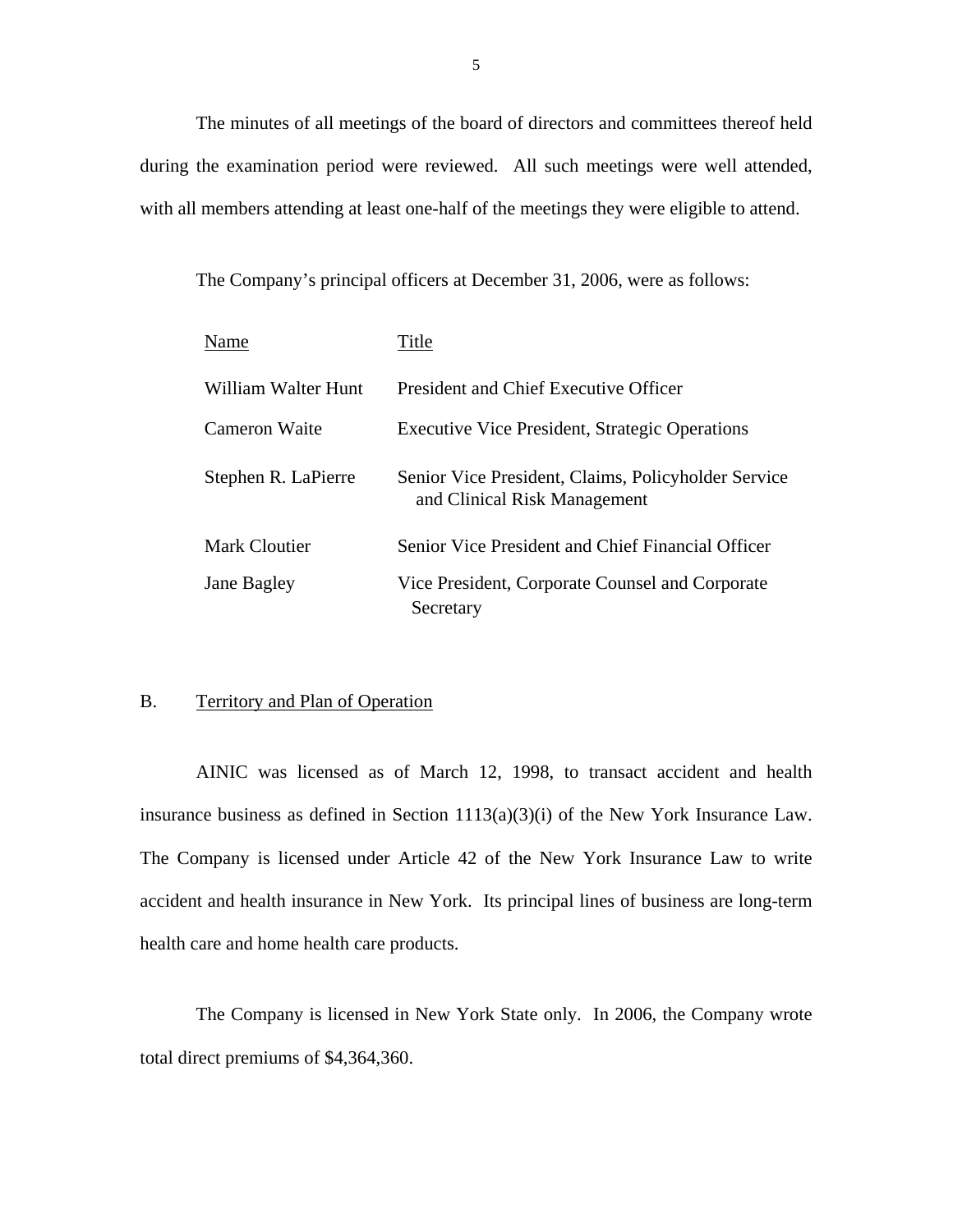The minutes of all meetings of the board of directors and committees thereof held during the examination period were reviewed. All such meetings were well attended, with all members attending at least one-half of the meetings they were eligible to attend.

The Company's principal officers at December 31, 2006, were as follows:

| Name | Title |
|---|---|
| William Walter Hunt | President and Chief Executive Officer |
| Cameron Waite | Executive Vice President, Strategic Operations |
| Stephen R. LaPierre | Senior Vice President, Claims, Policyholder Service and Clinical Risk Management |
| Mark Cloutier | Senior Vice President and Chief Financial Officer |
| Jane Bagley | Vice President, Corporate Counsel and Corporate Secretary |

## B. Territory and Plan of Operation

AINIC was licensed as of March 12, 1998, to transact accident and health insurance business as defined in Section 1113(a)(3)(i) of the New York Insurance Law. The Company is licensed under Article 42 of the New York Insurance Law to write accident and health insurance in New York. Its principal lines of business are long-term health care and home health care products.

The Company is licensed in New York State only. In 2006, the Company wrote total direct premiums of $4,364,360.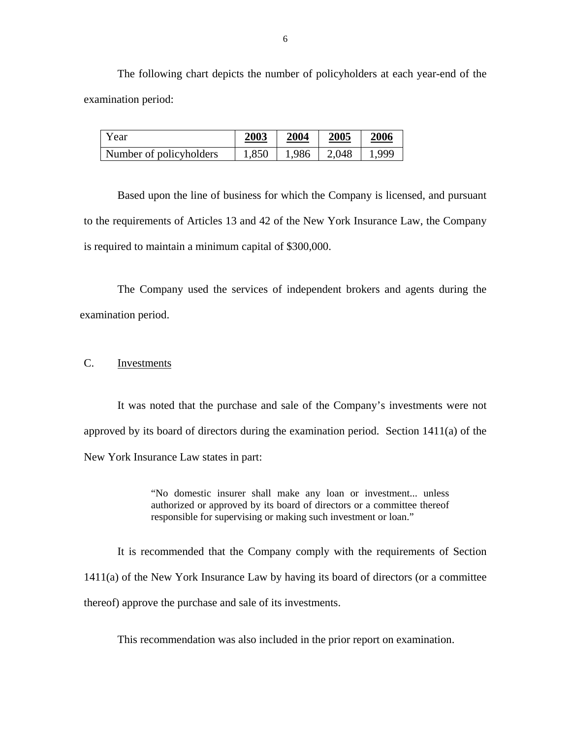The following chart depicts the number of policyholders at each year-end of the examination period:

| Year | 2003 | 2004 | 2005 | 2006 |
|---|---|---|---|---|
| Number of policyholders | 1,850 | 1,986 | 2,048 | 1,999 |

Based upon the line of business for which the Company is licensed, and pursuant to the requirements of Articles 13 and 42 of the New York Insurance Law, the Company is required to maintain a minimum capital of $300,000.

The Company used the services of independent brokers and agents during the examination period.

## C. Investments

It was noted that the purchase and sale of the Company's investments were not approved by its board of directors during the examination period. Section 1411(a) of the New York Insurance Law states in part:

> "No domestic insurer shall make any loan or investment... unless authorized or approved by its board of directors or a committee thereof responsible for supervising or making such investment or loan."

It is recommended that the Company comply with the requirements of Section 1411(a) of the New York Insurance Law by having its board of directors (or a committee thereof) approve the purchase and sale of its investments.

This recommendation was also included in the prior report on examination.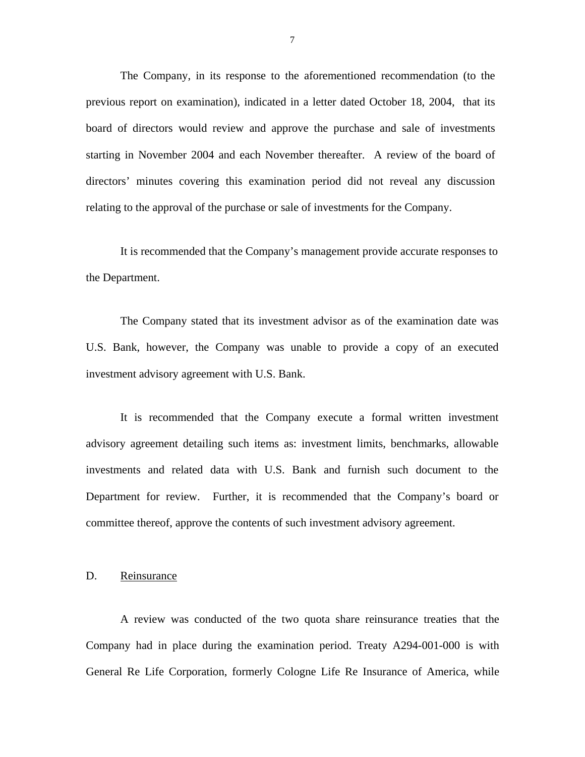The Company, in its response to the aforementioned recommendation (to the previous report on examination), indicated in a letter dated October 18, 2004, that its board of directors would review and approve the purchase and sale of investments starting in November 2004 and each November thereafter. A review of the board of directors' minutes covering this examination period did not reveal any discussion relating to the approval of the purchase or sale of investments for the Company.

It is recommended that the Company's management provide accurate responses to the Department.

The Company stated that its investment advisor as of the examination date was U.S. Bank, however, the Company was unable to provide a copy of an executed investment advisory agreement with U.S. Bank.

It is recommended that the Company execute a formal written investment advisory agreement detailing such items as: investment limits, benchmarks, allowable investments and related data with U.S. Bank and furnish such document to the Department for review. Further, it is recommended that the Company's board or committee thereof, approve the contents of such investment advisory agreement.

D. Reinsurance

A review was conducted of the two quota share reinsurance treaties that the Company had in place during the examination period. Treaty A294-001-000 is with General Re Life Corporation, formerly Cologne Life Re Insurance of America, while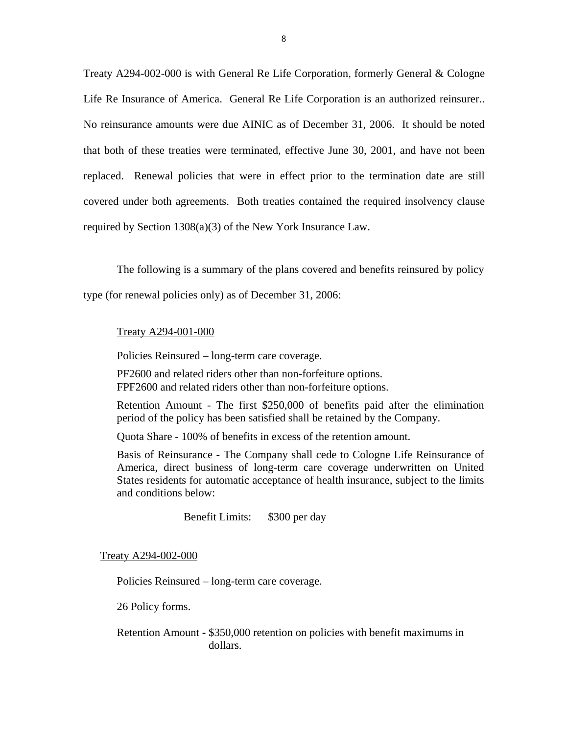Treaty A294-002-000 is with General Re Life Corporation, formerly General & Cologne Life Re Insurance of America. General Re Life Corporation is an authorized reinsurer.. No reinsurance amounts were due AINIC as of December 31, 2006. It should be noted that both of these treaties were terminated, effective June 30, 2001, and have not been replaced. Renewal policies that were in effect prior to the termination date are still covered under both agreements. Both treaties contained the required insolvency clause required by Section 1308(a)(3) of the New York Insurance Law.

The following is a summary of the plans covered and benefits reinsured by policy type (for renewal policies only) as of December 31, 2006:

Treaty A294-001-000

Policies Reinsured – long-term care coverage.

PF2600 and related riders other than non-forfeiture options.
FPF2600 and related riders other than non-forfeiture options.

Retention Amount - The first $250,000 of benefits paid after the elimination period of the policy has been satisfied shall be retained by the Company.

Quota Share - 100% of benefits in excess of the retention amount.

Basis of Reinsurance - The Company shall cede to Cologne Life Reinsurance of America, direct business of long-term care coverage underwritten on United States residents for automatic acceptance of health insurance, subject to the limits and conditions below:

Benefit Limits: $300 per day

Treaty A294-002-000

Policies Reinsured – long-term care coverage.

26 Policy forms.

Retention Amount - $350,000 retention on policies with benefit maximums in dollars.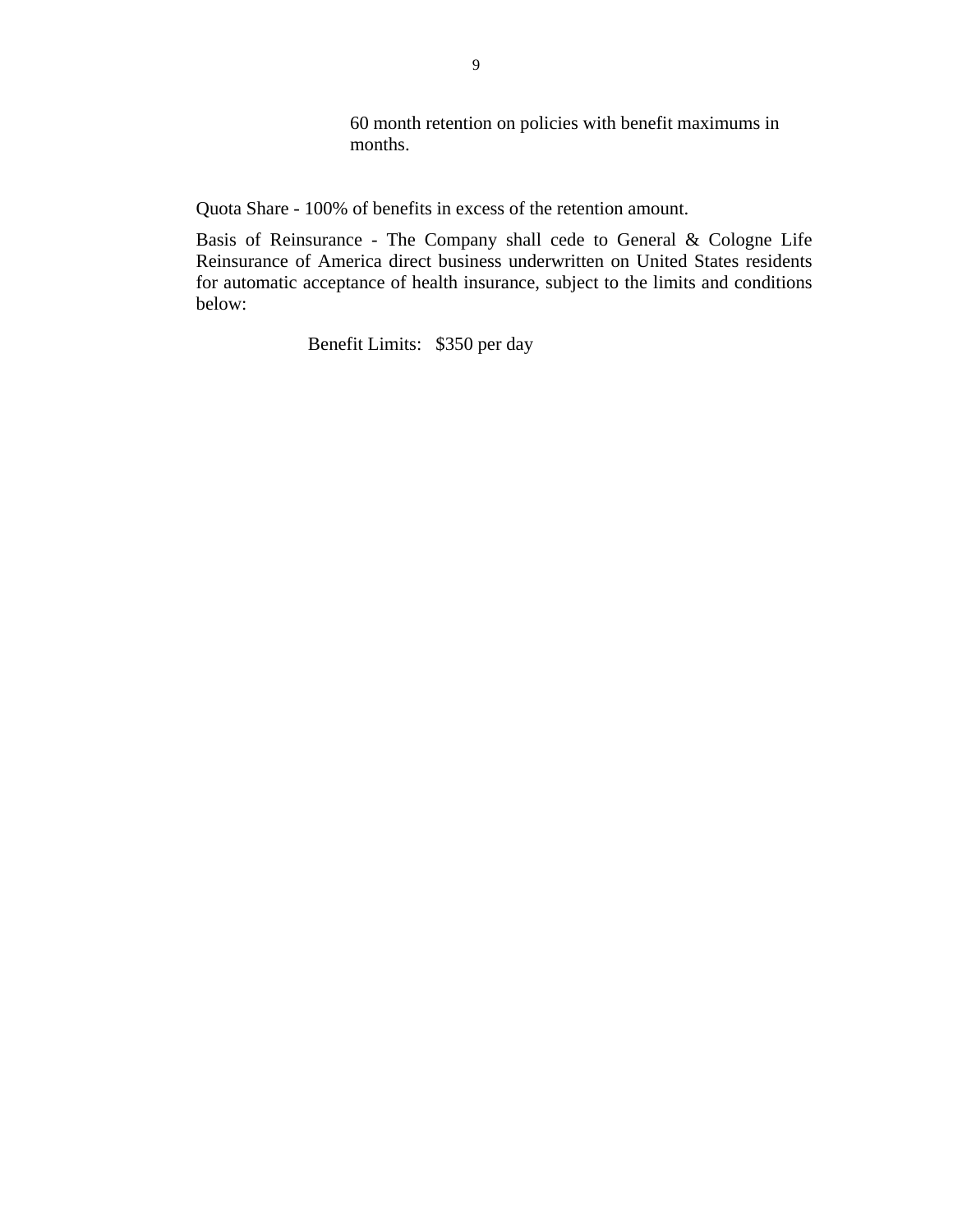60 month retention on policies with benefit maximums in months.

Quota Share - 100% of benefits in excess of the retention amount.

Basis of Reinsurance - The Company shall cede to General & Cologne Life Reinsurance of America direct business underwritten on United States residents for automatic acceptance of health insurance, subject to the limits and conditions below:

Benefit Limits: $350 per day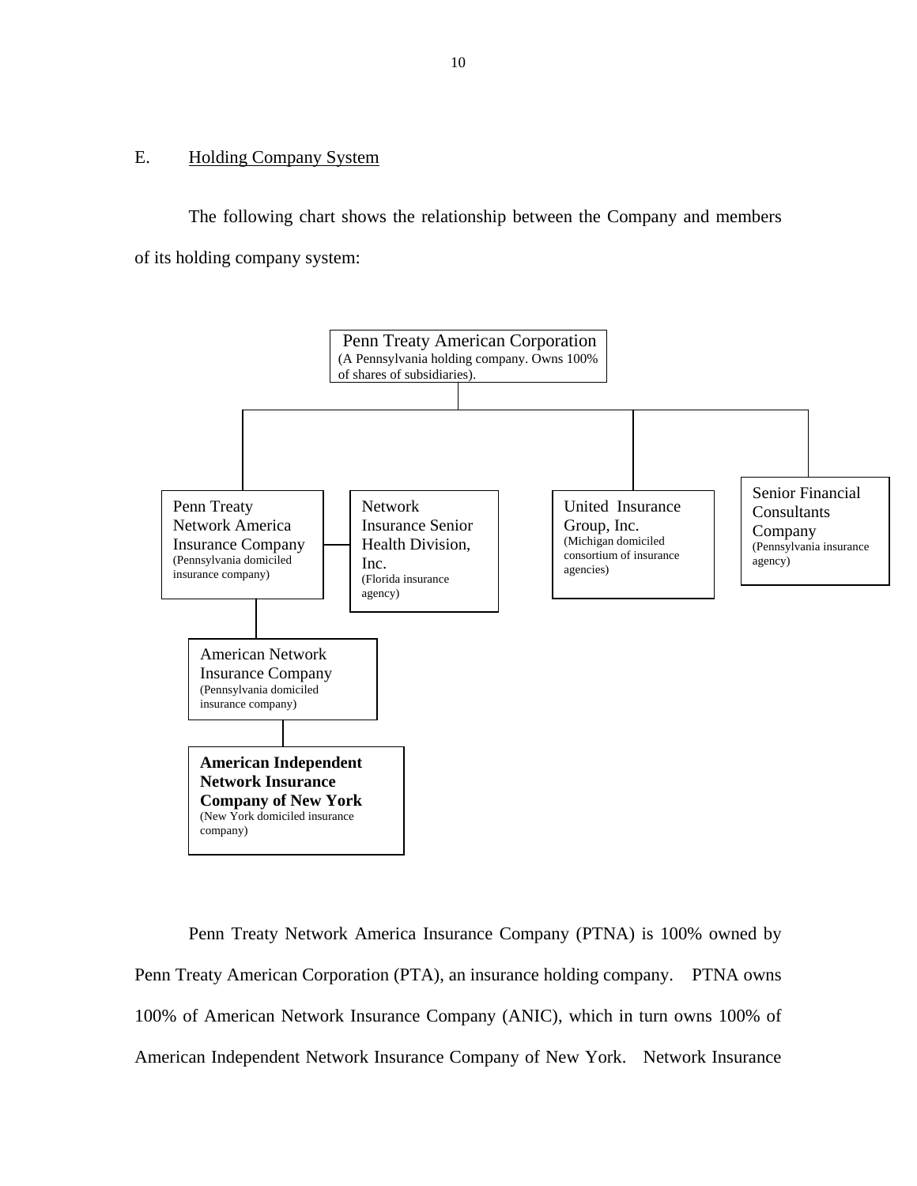## E. Holding Company System

The following chart shows the relationship between the Company and members of its holding company system:

**Penn Treaty American Corporation**
(A Pennsylvania holding company. Owns 100% of shares of subsidiaries).

- **Penn Treaty Network America Insurance Company** (Pennsylvania domiciled insurance company)
  - **Network Insurance Senior Health Division, Inc.** (Florida insurance agency)
  - **American Network Insurance Company** (Pennsylvania domiciled insurance company)
    - **American Independent Network Insurance Company of New York** (New York domiciled insurance company)
- **United Insurance Group, Inc.** (Michigan domiciled consortium of insurance agencies)
- **Senior Financial Consultants Company** (Pennsylvania insurance agency)

Penn Treaty Network America Insurance Company (PTNA) is 100% owned by Penn Treaty American Corporation (PTA), an insurance holding company. PTNA owns 100% of American Network Insurance Company (ANIC), which in turn owns 100% of American Independent Network Insurance Company of New York. Network Insurance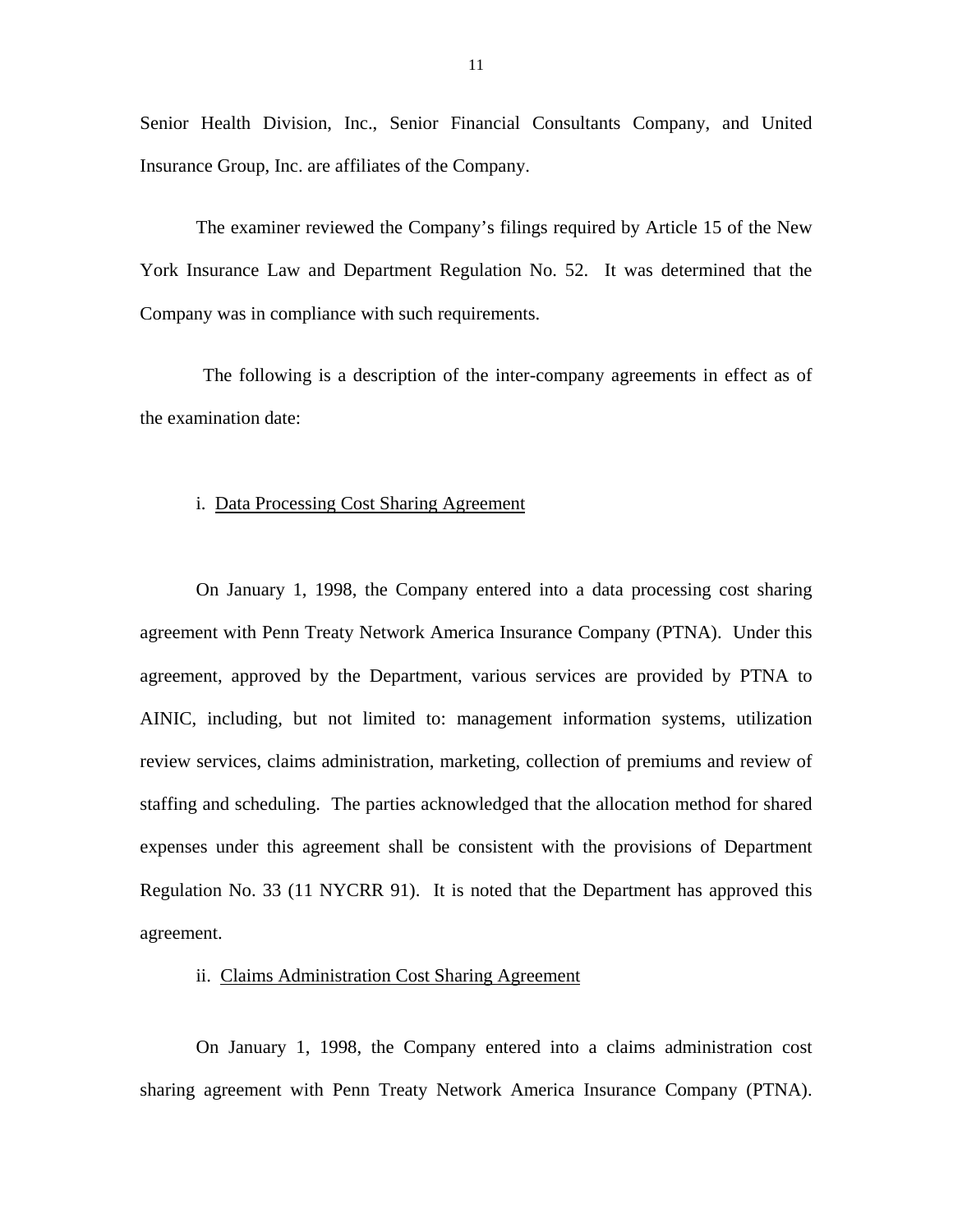Senior Health Division, Inc., Senior Financial Consultants Company, and United Insurance Group, Inc. are affiliates of the Company.

The examiner reviewed the Company's filings required by Article 15 of the New York Insurance Law and Department Regulation No. 52. It was determined that the Company was in compliance with such requirements.

The following is a description of the inter-company agreements in effect as of the examination date:

i. <u>Data Processing Cost Sharing Agreement</u>

On January 1, 1998, the Company entered into a data processing cost sharing agreement with Penn Treaty Network America Insurance Company (PTNA). Under this agreement, approved by the Department, various services are provided by PTNA to AINIC, including, but not limited to: management information systems, utilization review services, claims administration, marketing, collection of premiums and review of staffing and scheduling. The parties acknowledged that the allocation method for shared expenses under this agreement shall be consistent with the provisions of Department Regulation No. 33 (11 NYCRR 91). It is noted that the Department has approved this agreement.

ii. <u>Claims Administration Cost Sharing Agreement</u>

On January 1, 1998, the Company entered into a claims administration cost sharing agreement with Penn Treaty Network America Insurance Company (PTNA).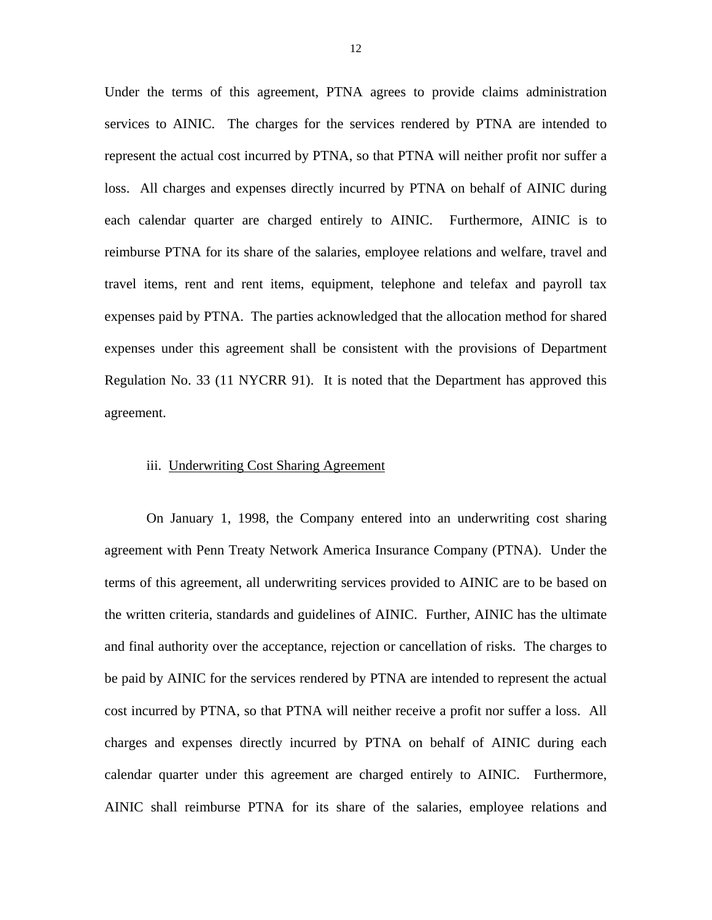Under the terms of this agreement, PTNA agrees to provide claims administration services to AINIC. The charges for the services rendered by PTNA are intended to represent the actual cost incurred by PTNA, so that PTNA will neither profit nor suffer a loss. All charges and expenses directly incurred by PTNA on behalf of AINIC during each calendar quarter are charged entirely to AINIC. Furthermore, AINIC is to reimburse PTNA for its share of the salaries, employee relations and welfare, travel and travel items, rent and rent items, equipment, telephone and telefax and payroll tax expenses paid by PTNA. The parties acknowledged that the allocation method for shared expenses under this agreement shall be consistent with the provisions of Department Regulation No. 33 (11 NYCRR 91). It is noted that the Department has approved this agreement.

iii. Underwriting Cost Sharing Agreement

On January 1, 1998, the Company entered into an underwriting cost sharing agreement with Penn Treaty Network America Insurance Company (PTNA). Under the terms of this agreement, all underwriting services provided to AINIC are to be based on the written criteria, standards and guidelines of AINIC. Further, AINIC has the ultimate and final authority over the acceptance, rejection or cancellation of risks. The charges to be paid by AINIC for the services rendered by PTNA are intended to represent the actual cost incurred by PTNA, so that PTNA will neither receive a profit nor suffer a loss. All charges and expenses directly incurred by PTNA on behalf of AINIC during each calendar quarter under this agreement are charged entirely to AINIC. Furthermore, AINIC shall reimburse PTNA for its share of the salaries, employee relations and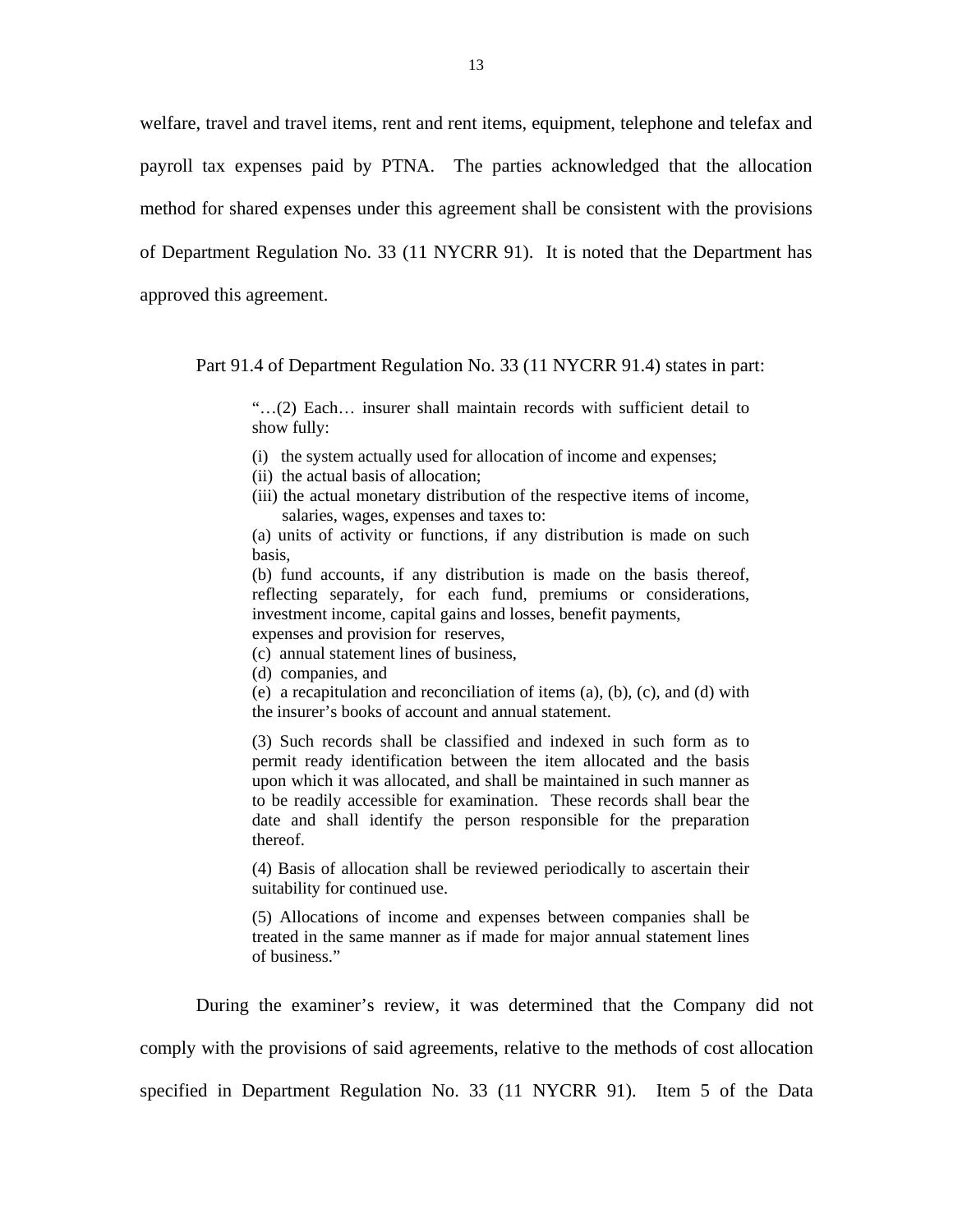welfare, travel and travel items, rent and rent items, equipment, telephone and telefax and payroll tax expenses paid by PTNA. The parties acknowledged that the allocation method for shared expenses under this agreement shall be consistent with the provisions of Department Regulation No. 33 (11 NYCRR 91). It is noted that the Department has approved this agreement.

Part 91.4 of Department Regulation No. 33 (11 NYCRR 91.4) states in part:

> "…(2) Each… insurer shall maintain records with sufficient detail to show fully:
>
> (i) the system actually used for allocation of income and expenses;
> (ii) the actual basis of allocation;
> (iii) the actual monetary distribution of the respective items of income, salaries, wages, expenses and taxes to:
> (a) units of activity or functions, if any distribution is made on such basis,
> (b) fund accounts, if any distribution is made on the basis thereof, reflecting separately, for each fund, premiums or considerations, investment income, capital gains and losses, benefit payments, expenses and provision for reserves,
> (c) annual statement lines of business,
> (d) companies, and
> (e) a recapitulation and reconciliation of items (a), (b), (c), and (d) with the insurer's books of account and annual statement.
>
> (3) Such records shall be classified and indexed in such form as to permit ready identification between the item allocated and the basis upon which it was allocated, and shall be maintained in such manner as to be readily accessible for examination. These records shall bear the date and shall identify the person responsible for the preparation thereof.
>
> (4) Basis of allocation shall be reviewed periodically to ascertain their suitability for continued use.
>
> (5) Allocations of income and expenses between companies shall be treated in the same manner as if made for major annual statement lines of business."

During the examiner's review, it was determined that the Company did not comply with the provisions of said agreements, relative to the methods of cost allocation specified in Department Regulation No. 33 (11 NYCRR 91). Item 5 of the Data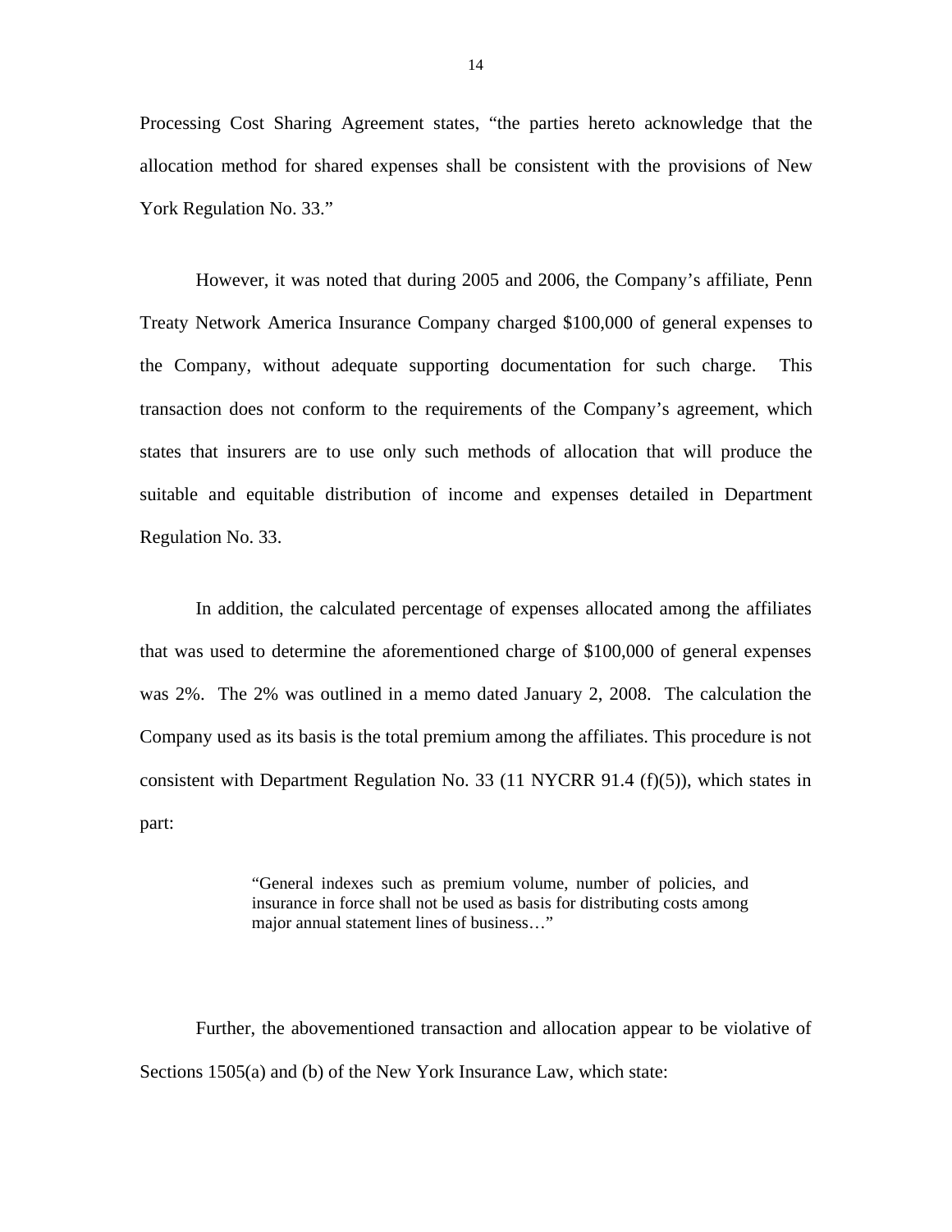Processing Cost Sharing Agreement states, "the parties hereto acknowledge that the allocation method for shared expenses shall be consistent with the provisions of New York Regulation No. 33."

However, it was noted that during 2005 and 2006, the Company's affiliate, Penn Treaty Network America Insurance Company charged $100,000 of general expenses to the Company, without adequate supporting documentation for such charge. This transaction does not conform to the requirements of the Company's agreement, which states that insurers are to use only such methods of allocation that will produce the suitable and equitable distribution of income and expenses detailed in Department Regulation No. 33.

In addition, the calculated percentage of expenses allocated among the affiliates that was used to determine the aforementioned charge of $100,000 of general expenses was 2%. The 2% was outlined in a memo dated January 2, 2008. The calculation the Company used as its basis is the total premium among the affiliates. This procedure is not consistent with Department Regulation No. 33 (11 NYCRR 91.4 (f)(5)), which states in part:

> "General indexes such as premium volume, number of policies, and insurance in force shall not be used as basis for distributing costs among major annual statement lines of business…"

Further, the abovementioned transaction and allocation appear to be violative of Sections 1505(a) and (b) of the New York Insurance Law, which state: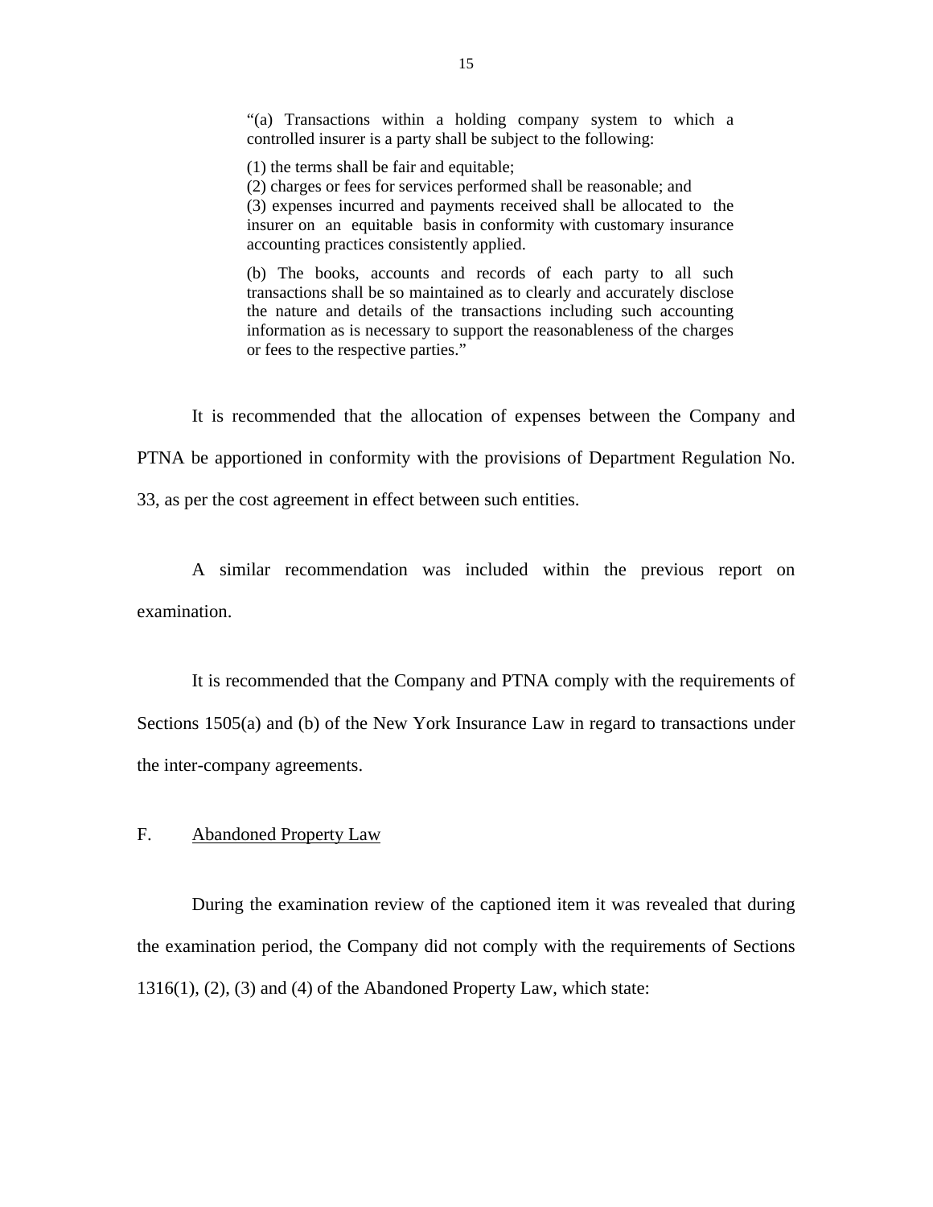> "(a) Transactions within a holding company system to which a controlled insurer is a party shall be subject to the following:
>
> (1) the terms shall be fair and equitable;
> (2) charges or fees for services performed shall be reasonable; and
> (3) expenses incurred and payments received shall be allocated to the insurer on an equitable basis in conformity with customary insurance accounting practices consistently applied.
>
> (b) The books, accounts and records of each party to all such transactions shall be so maintained as to clearly and accurately disclose the nature and details of the transactions including such accounting information as is necessary to support the reasonableness of the charges or fees to the respective parties."

It is recommended that the allocation of expenses between the Company and PTNA be apportioned in conformity with the provisions of Department Regulation No. 33, as per the cost agreement in effect between such entities.

A similar recommendation was included within the previous report on examination.

It is recommended that the Company and PTNA comply with the requirements of Sections 1505(a) and (b) of the New York Insurance Law in regard to transactions under the inter-company agreements.

## F. Abandoned Property Law

During the examination review of the captioned item it was revealed that during the examination period, the Company did not comply with the requirements of Sections 1316(1), (2), (3) and (4) of the Abandoned Property Law, which state: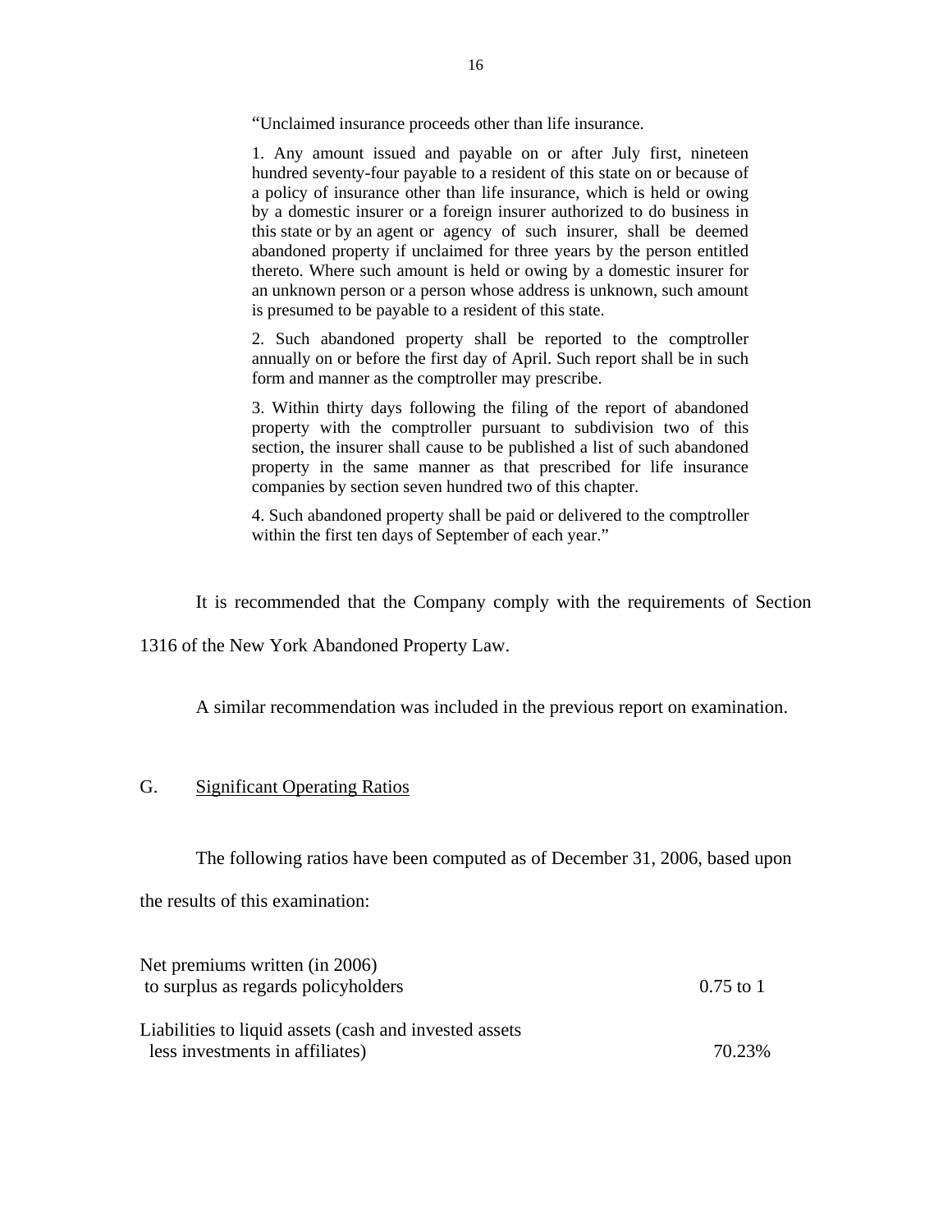"Unclaimed insurance proceeds other than life insurance.

1. Any amount issued and payable on or after July first, nineteen hundred seventy-four payable to a resident of this state on or because of a policy of insurance other than life insurance, which is held or owing by a domestic insurer or a foreign insurer authorized to do business in this state or by an agent or agency of such insurer, shall be deemed abandoned property if unclaimed for three years by the person entitled thereto. Where such amount is held or owing by a domestic insurer for an unknown person or a person whose address is unknown, such amount is presumed to be payable to a resident of this state.

2. Such abandoned property shall be reported to the comptroller annually on or before the first day of April. Such report shall be in such form and manner as the comptroller may prescribe.

3. Within thirty days following the filing of the report of abandoned property with the comptroller pursuant to subdivision two of this section, the insurer shall cause to be published a list of such abandoned property in the same manner as that prescribed for life insurance companies by section seven hundred two of this chapter.

4. Such abandoned property shall be paid or delivered to the comptroller within the first ten days of September of each year."

It is recommended that the Company comply with the requirements of Section 1316 of the New York Abandoned Property Law.

A similar recommendation was included in the previous report on examination.

## G. Significant Operating Ratios

The following ratios have been computed as of December 31, 2006, based upon the results of this examination:

| | |
|---|---|
| Net premiums written (in 2006) to surplus as regards policyholders | 0.75 to 1 |
| Liabilities to liquid assets (cash and invested assets less investments in affiliates) | 70.23% |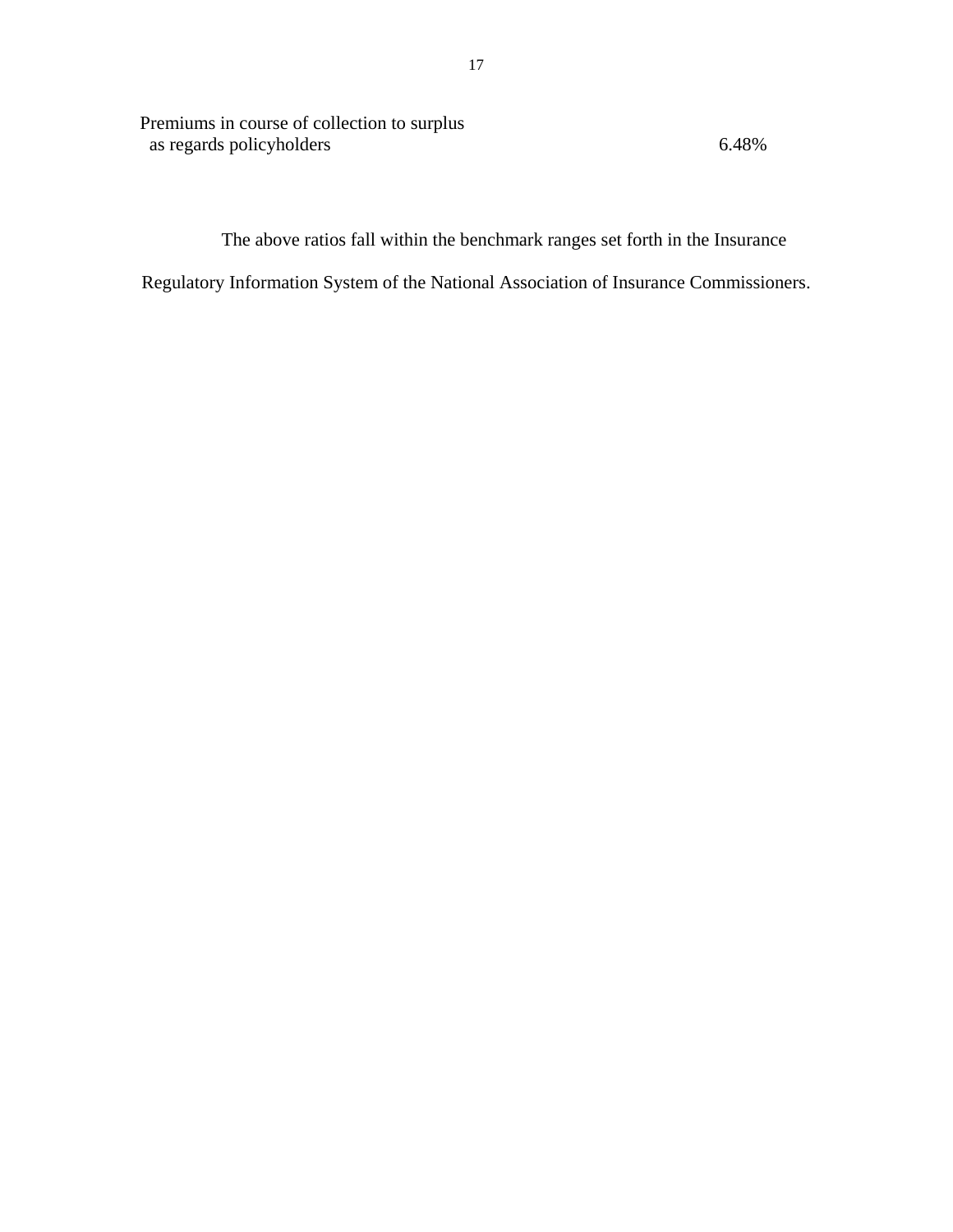| | |
|---|---|
| Premiums in course of collection to surplus as regards policyholders | 6.48% |

The above ratios fall within the benchmark ranges set forth in the Insurance Regulatory Information System of the National Association of Insurance Commissioners.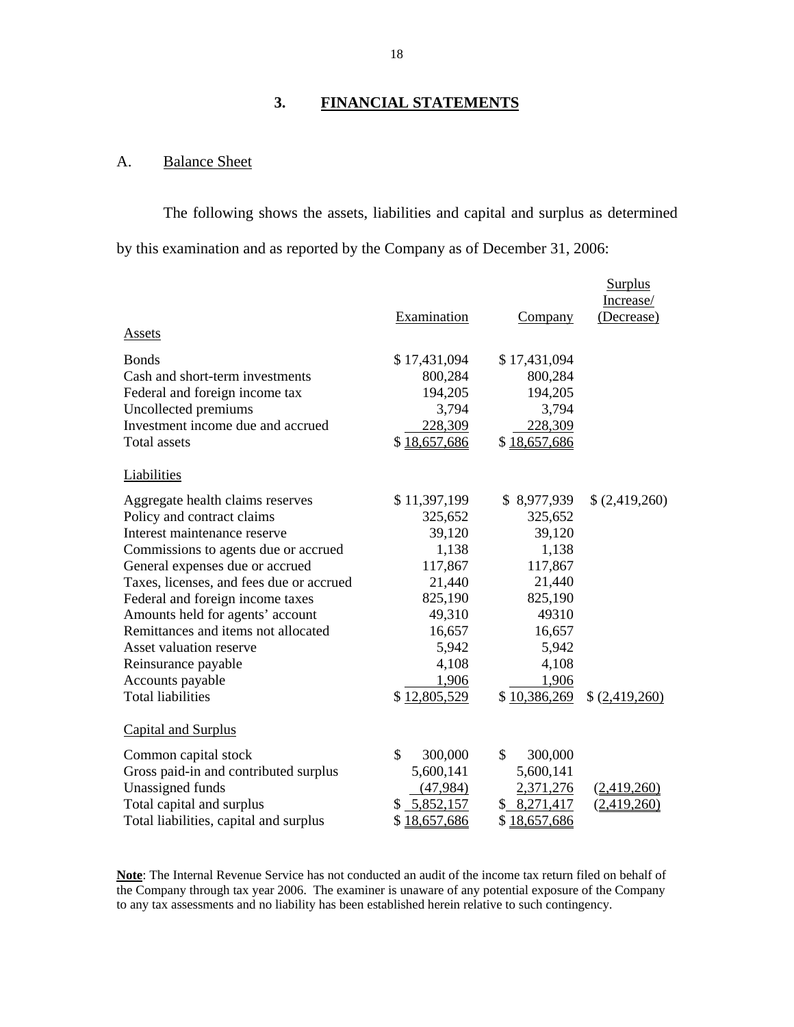## 3. FINANCIAL STATEMENTS

### A. Balance Sheet

The following shows the assets, liabilities and capital and surplus as determined by this examination and as reported by the Company as of December 31, 2006:

| | Examination | Company | Surplus Increase/ (Decrease) |
|---|---|---|---|
| Assets | | | |
| Bonds | $ 17,431,094 | $ 17,431,094 | |
| Cash and short-term investments | 800,284 | 800,284 | |
| Federal and foreign income tax | 194,205 | 194,205 | |
| Uncollected premiums | 3,794 | 3,794 | |
| Investment income due and accrued | 228,309 | 228,309 | |
| Total assets | $ 18,657,686 | $ 18,657,686 | |
| Liabilities | | | |
| Aggregate health claims reserves | $ 11,397,199 | $ 8,977,939 | $ (2,419,260) |
| Policy and contract claims | 325,652 | 325,652 | |
| Interest maintenance reserve | 39,120 | 39,120 | |
| Commissions to agents due or accrued | 1,138 | 1,138 | |
| General expenses due or accrued | 117,867 | 117,867 | |
| Taxes, licenses, and fees due or accrued | 21,440 | 21,440 | |
| Federal and foreign income taxes | 825,190 | 825,190 | |
| Amounts held for agents' account | 49,310 | 49310 | |
| Remittances and items not allocated | 16,657 | 16,657 | |
| Asset valuation reserve | 5,942 | 5,942 | |
| Reinsurance payable | 4,108 | 4,108 | |
| Accounts payable | 1,906 | 1,906 | |
| Total liabilities | $ 12,805,529 | $ 10,386,269 | $ (2,419,260) |
| Capital and Surplus | | | |
| Common capital stock | $ 300,000 | $ 300,000 | |
| Gross paid-in and contributed surplus | 5,600,141 | 5,600,141 | |
| Unassigned funds | (47,984) | 2,371,276 | (2,419,260) |
| Total capital and surplus | $ 5,852,157 | $ 8,271,417 | (2,419,260) |
| Total liabilities, capital and surplus | $ 18,657,686 | $ 18,657,686 | |

**Note**: The Internal Revenue Service has not conducted an audit of the income tax return filed on behalf of the Company through tax year 2006. The examiner is unaware of any potential exposure of the Company to any tax assessments and no liability has been established herein relative to such contingency.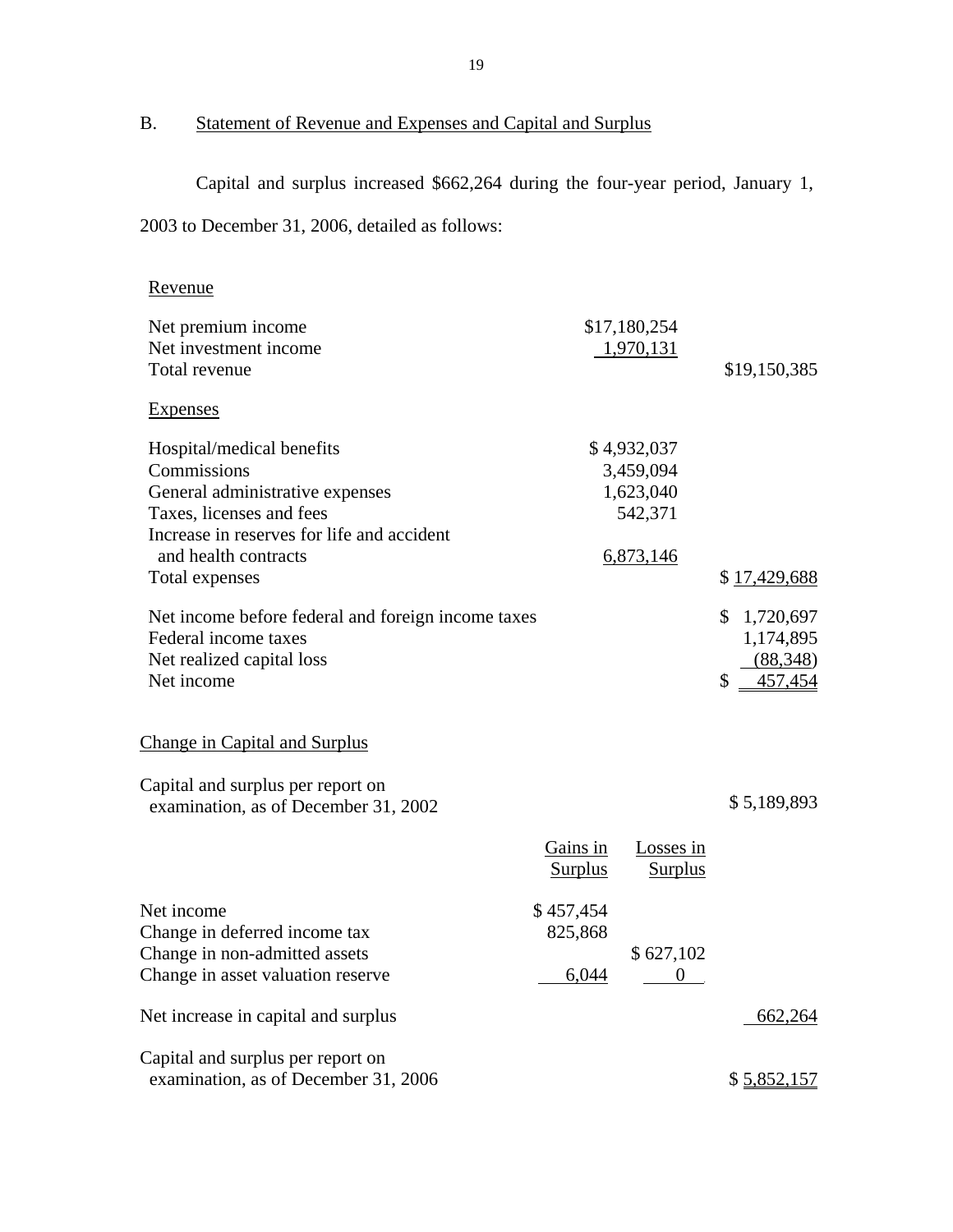## B. Statement of Revenue and Expenses and Capital and Surplus

Capital and surplus increased $662,264 during the four-year period, January 1, 2003 to December 31, 2006, detailed as follows:

| | | |
|---|---|---|
| **Revenue** | | |
| Net premium income | $17,180,254 | |
| Net investment income | 1,970,131 | |
| Total revenue | | $19,150,385 |
| **Expenses** | | |
| Hospital/medical benefits | $ 4,932,037 | |
| Commissions | 3,459,094 | |
| General administrative expenses | 1,623,040 | |
| Taxes, licenses and fees | 542,371 | |
| Increase in reserves for life and accident and health contracts | 6,873,146 | |
| Total expenses | | $ 17,429,688 |
| Net income before federal and foreign income taxes | | $ 1,720,697 |
| Federal income taxes | | 1,174,895 |
| Net realized capital loss | | (88,348) |
| Net income | | $ 457,454 |

**Change in Capital and Surplus**

| | Gains in Surplus | Losses in Surplus | |
|---|---|---|---|
| Capital and surplus per report on examination, as of December 31, 2002 | | | $ 5,189,893 |
| Net income | $ 457,454 | | |
| Change in deferred income tax | 825,868 | | |
| Change in non-admitted assets | | $ 627,102 | |
| Change in asset valuation reserve | 6,044 | 0 | |
| Net increase in capital and surplus | | | 662,264 |
| Capital and surplus per report on examination, as of December 31, 2006 | | | $ 5,852,157 |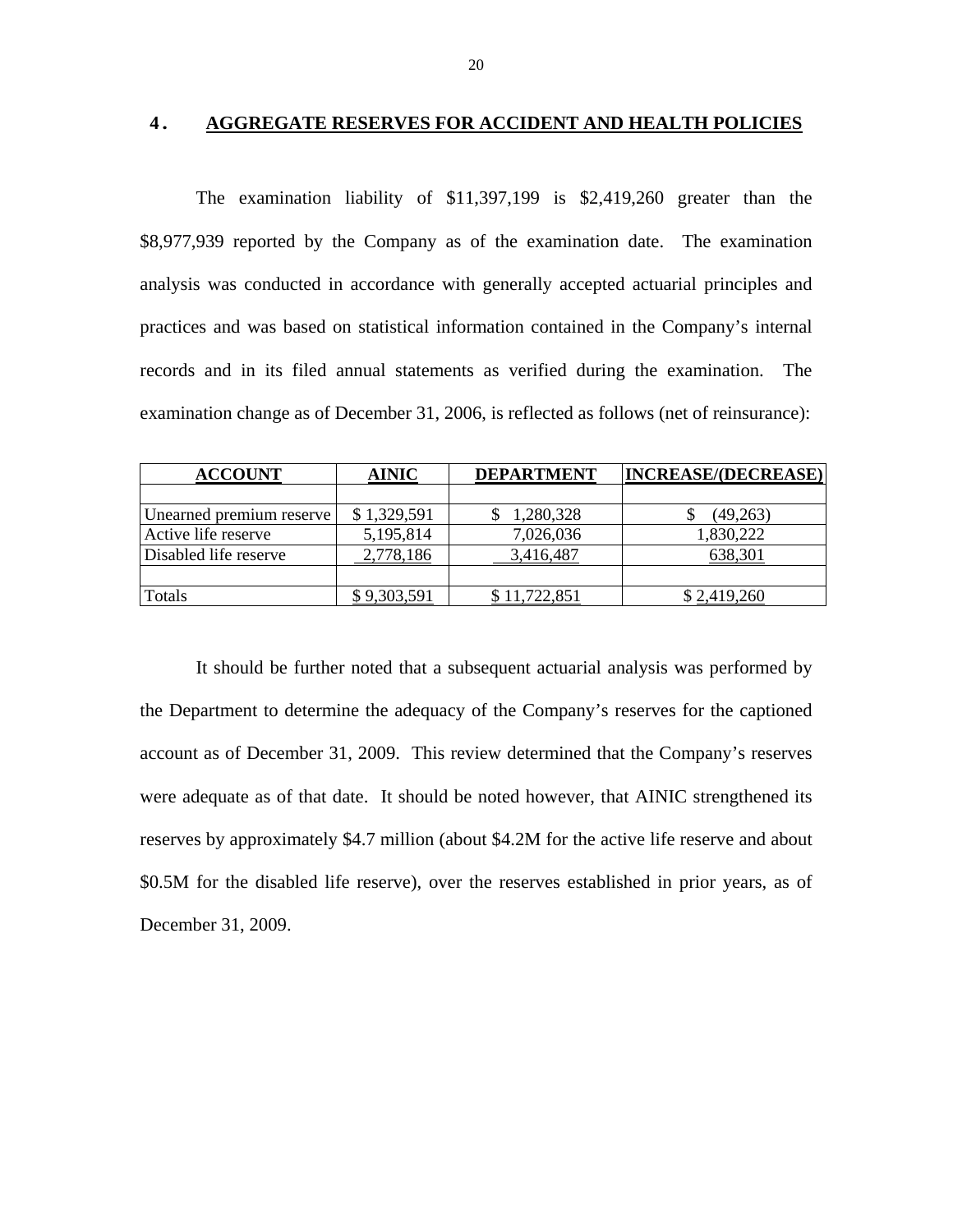## 4. AGGREGATE RESERVES FOR ACCIDENT AND HEALTH POLICIES

The examination liability of $11,397,199 is $2,419,260 greater than the $8,977,939 reported by the Company as of the examination date. The examination analysis was conducted in accordance with generally accepted actuarial principles and practices and was based on statistical information contained in the Company's internal records and in its filed annual statements as verified during the examination. The examination change as of December 31, 2006, is reflected as follows (net of reinsurance):

| ACCOUNT | AINIC | DEPARTMENT | INCREASE/(DECREASE) |
|---|---|---|---|
| | | | |
| Unearned premium reserve | $ 1,329,591 | $ 1,280,328 | $ (49,263) |
| Active life reserve | 5,195,814 | 7,026,036 | 1,830,222 |
| Disabled life reserve | 2,778,186 | 3,416,487 | 638,301 |
| | | | |
| Totals | $ 9,303,591 | $ 11,722,851 | $ 2,419,260 |

It should be further noted that a subsequent actuarial analysis was performed by the Department to determine the adequacy of the Company's reserves for the captioned account as of December 31, 2009. This review determined that the Company's reserves were adequate as of that date. It should be noted however, that AINIC strengthened its reserves by approximately $4.7 million (about $4.2M for the active life reserve and about $0.5M for the disabled life reserve), over the reserves established in prior years, as of December 31, 2009.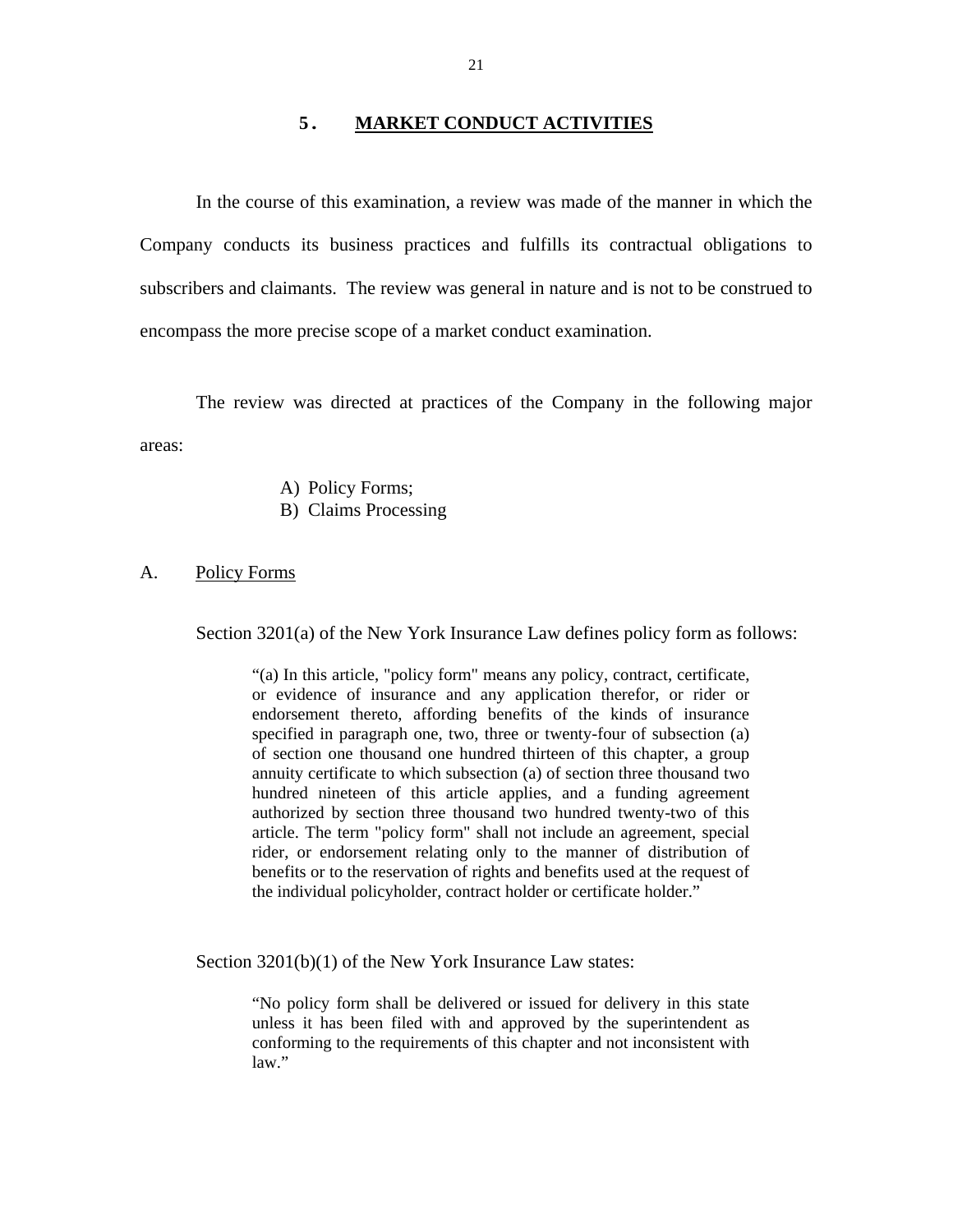## 5. MARKET CONDUCT ACTIVITIES

In the course of this examination, a review was made of the manner in which the Company conducts its business practices and fulfills its contractual obligations to subscribers and claimants. The review was general in nature and is not to be construed to encompass the more precise scope of a market conduct examination.

The review was directed at practices of the Company in the following major areas:

A) Policy Forms;
B) Claims Processing

### A. Policy Forms

Section 3201(a) of the New York Insurance Law defines policy form as follows:

> "(a) In this article, "policy form" means any policy, contract, certificate, or evidence of insurance and any application therefor, or rider or endorsement thereto, affording benefits of the kinds of insurance specified in paragraph one, two, three or twenty-four of subsection (a) of section one thousand one hundred thirteen of this chapter, a group annuity certificate to which subsection (a) of section three thousand two hundred nineteen of this article applies, and a funding agreement authorized by section three thousand two hundred twenty-two of this article. The term "policy form" shall not include an agreement, special rider, or endorsement relating only to the manner of distribution of benefits or to the reservation of rights and benefits used at the request of the individual policyholder, contract holder or certificate holder."

Section 3201(b)(1) of the New York Insurance Law states:

> "No policy form shall be delivered or issued for delivery in this state unless it has been filed with and approved by the superintendent as conforming to the requirements of this chapter and not inconsistent with law."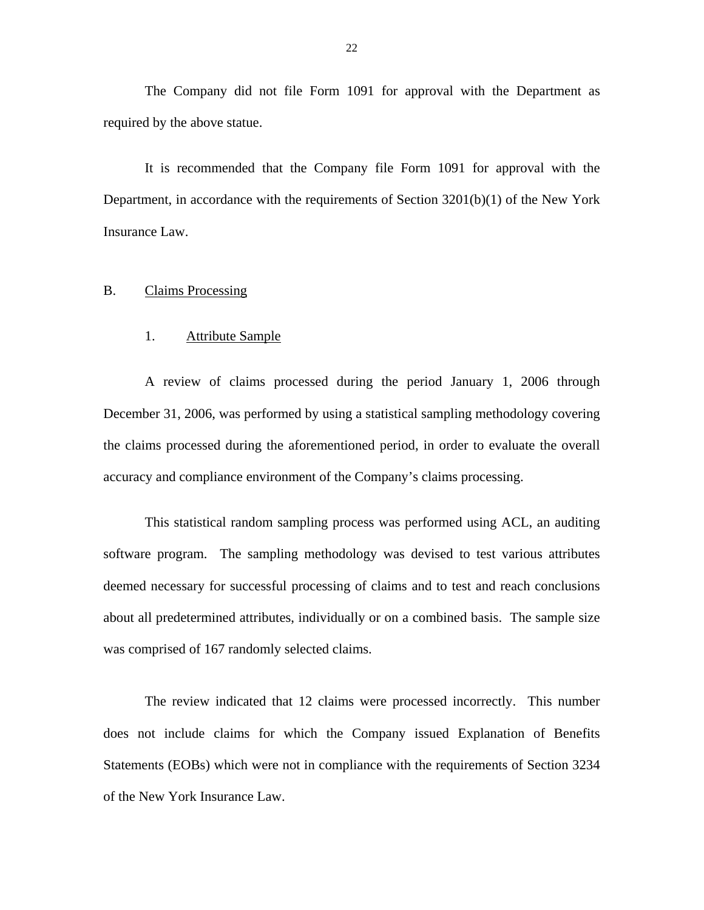The Company did not file Form 1091 for approval with the Department as required by the above statue.

It is recommended that the Company file Form 1091 for approval with the Department, in accordance with the requirements of Section 3201(b)(1) of the New York Insurance Law.

## B. Claims Processing

### 1. Attribute Sample

A review of claims processed during the period January 1, 2006 through December 31, 2006, was performed by using a statistical sampling methodology covering the claims processed during the aforementioned period, in order to evaluate the overall accuracy and compliance environment of the Company's claims processing.

This statistical random sampling process was performed using ACL, an auditing software program. The sampling methodology was devised to test various attributes deemed necessary for successful processing of claims and to test and reach conclusions about all predetermined attributes, individually or on a combined basis. The sample size was comprised of 167 randomly selected claims.

The review indicated that 12 claims were processed incorrectly. This number does not include claims for which the Company issued Explanation of Benefits Statements (EOBs) which were not in compliance with the requirements of Section 3234 of the New York Insurance Law.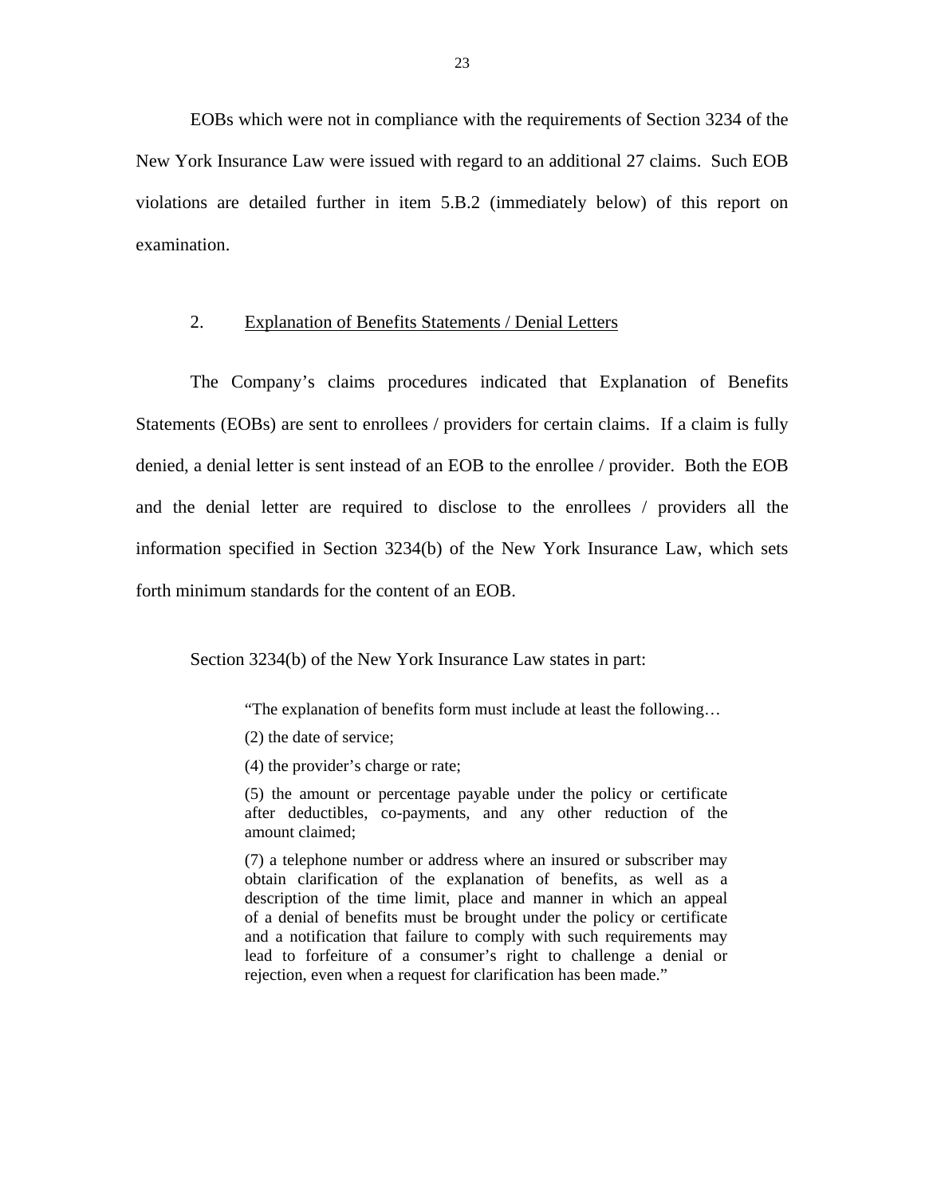EOBs which were not in compliance with the requirements of Section 3234 of the New York Insurance Law were issued with regard to an additional 27 claims. Such EOB violations are detailed further in item 5.B.2 (immediately below) of this report on examination.

2. Explanation of Benefits Statements / Denial Letters

The Company's claims procedures indicated that Explanation of Benefits Statements (EOBs) are sent to enrollees / providers for certain claims. If a claim is fully denied, a denial letter is sent instead of an EOB to the enrollee / provider. Both the EOB and the denial letter are required to disclose to the enrollees / providers all the information specified in Section 3234(b) of the New York Insurance Law, which sets forth minimum standards for the content of an EOB.

Section 3234(b) of the New York Insurance Law states in part:

> "The explanation of benefits form must include at least the following…
>
> (2) the date of service;
>
> (4) the provider's charge or rate;
>
> (5) the amount or percentage payable under the policy or certificate after deductibles, co-payments, and any other reduction of the amount claimed;
>
> (7) a telephone number or address where an insured or subscriber may obtain clarification of the explanation of benefits, as well as a description of the time limit, place and manner in which an appeal of a denial of benefits must be brought under the policy or certificate and a notification that failure to comply with such requirements may lead to forfeiture of a consumer's right to challenge a denial or rejection, even when a request for clarification has been made."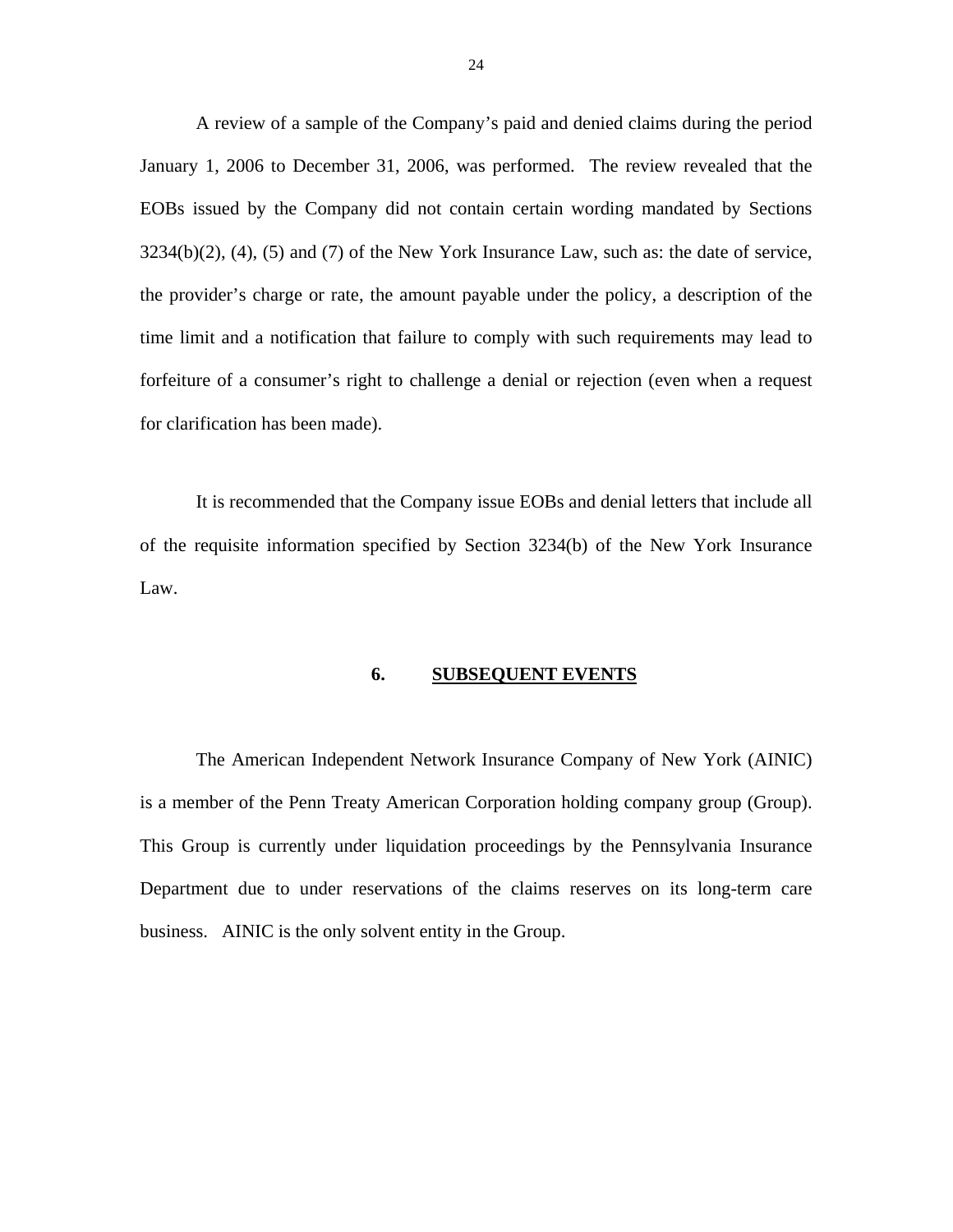A review of a sample of the Company's paid and denied claims during the period January 1, 2006 to December 31, 2006, was performed. The review revealed that the EOBs issued by the Company did not contain certain wording mandated by Sections 3234(b)(2), (4), (5) and (7) of the New York Insurance Law, such as: the date of service, the provider's charge or rate, the amount payable under the policy, a description of the time limit and a notification that failure to comply with such requirements may lead to forfeiture of a consumer's right to challenge a denial or rejection (even when a request for clarification has been made).

It is recommended that the Company issue EOBs and denial letters that include all of the requisite information specified by Section 3234(b) of the New York Insurance Law.

## 6. SUBSEQUENT EVENTS

The American Independent Network Insurance Company of New York (AINIC) is a member of the Penn Treaty American Corporation holding company group (Group). This Group is currently under liquidation proceedings by the Pennsylvania Insurance Department due to under reservations of the claims reserves on its long-term care business. AINIC is the only solvent entity in the Group.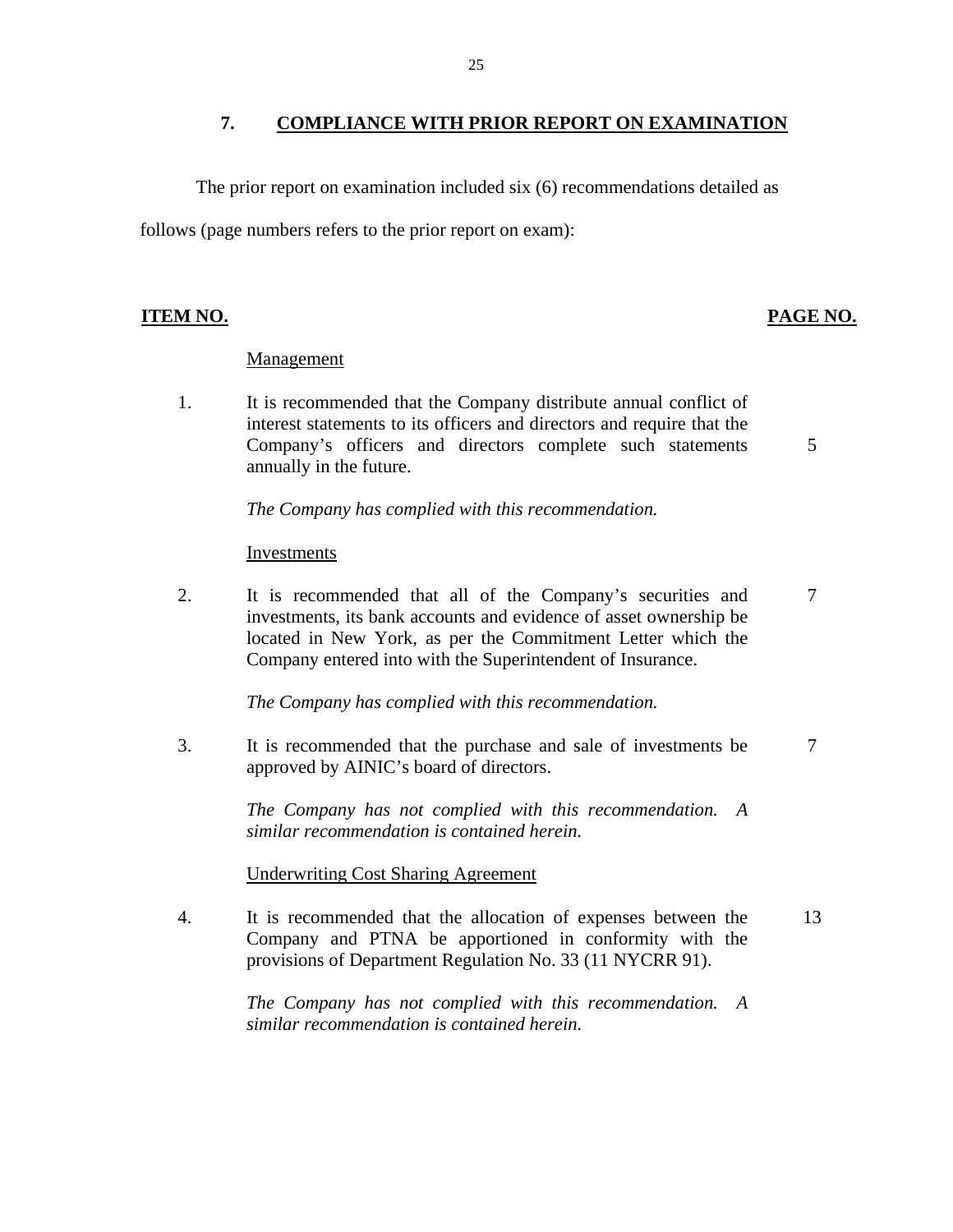## 7. COMPLIANCE WITH PRIOR REPORT ON EXAMINATION

The prior report on examination included six (6) recommendations detailed as follows (page numbers refers to the prior report on exam):

| ITEM NO. | | PAGE NO. |
|---|---|---|
| | Management | |
| 1. | It is recommended that the Company distribute annual conflict of interest statements to its officers and directors and require that the Company's officers and directors complete such statements annually in the future. | 5 |
| | *The Company has complied with this recommendation.* | |
| | Investments | |
| 2. | It is recommended that all of the Company's securities and investments, its bank accounts and evidence of asset ownership be located in New York, as per the Commitment Letter which the Company entered into with the Superintendent of Insurance. | 7 |
| | *The Company has complied with this recommendation.* | |
| 3. | It is recommended that the purchase and sale of investments be approved by AINIC's board of directors. | 7 |
| | *The Company has not complied with this recommendation. A similar recommendation is contained herein.* | |
| | Underwriting Cost Sharing Agreement | |
| 4. | It is recommended that the allocation of expenses between the Company and PTNA be apportioned in conformity with the provisions of Department Regulation No. 33 (11 NYCRR 91). | 13 |
| | *The Company has not complied with this recommendation. A similar recommendation is contained herein.* | |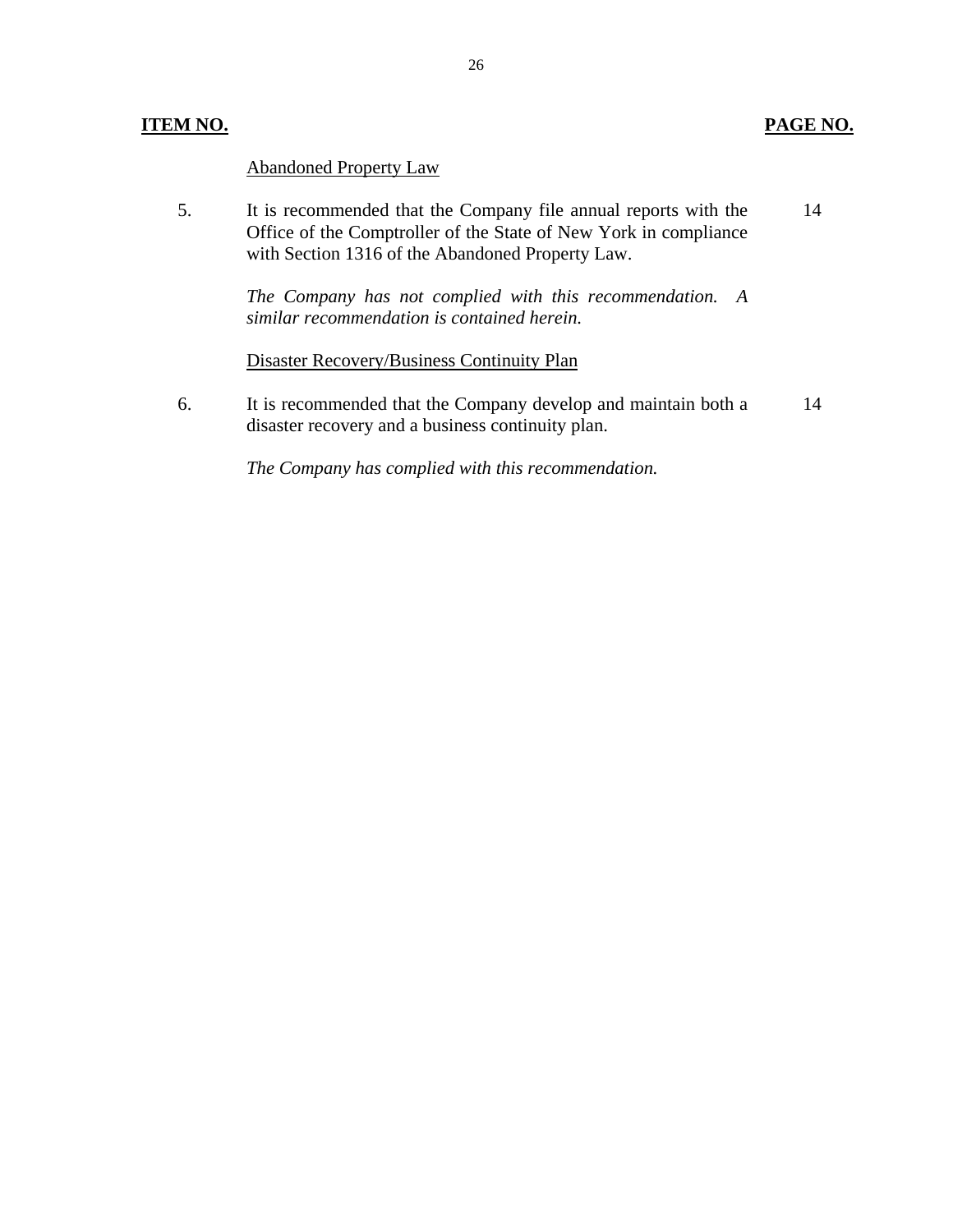| ITEM NO. | | PAGE NO. |
|---|---|---|
| | Abandoned Property Law | |
| 5. | It is recommended that the Company file annual reports with the Office of the Comptroller of the State of New York in compliance with Section 1316 of the Abandoned Property Law. | 14 |
| | *The Company has not complied with this recommendation. A similar recommendation is contained herein.* | |
| | Disaster Recovery/Business Continuity Plan | |
| 6. | It is recommended that the Company develop and maintain both a disaster recovery and a business continuity plan. | 14 |
| | *The Company has complied with this recommendation.* | |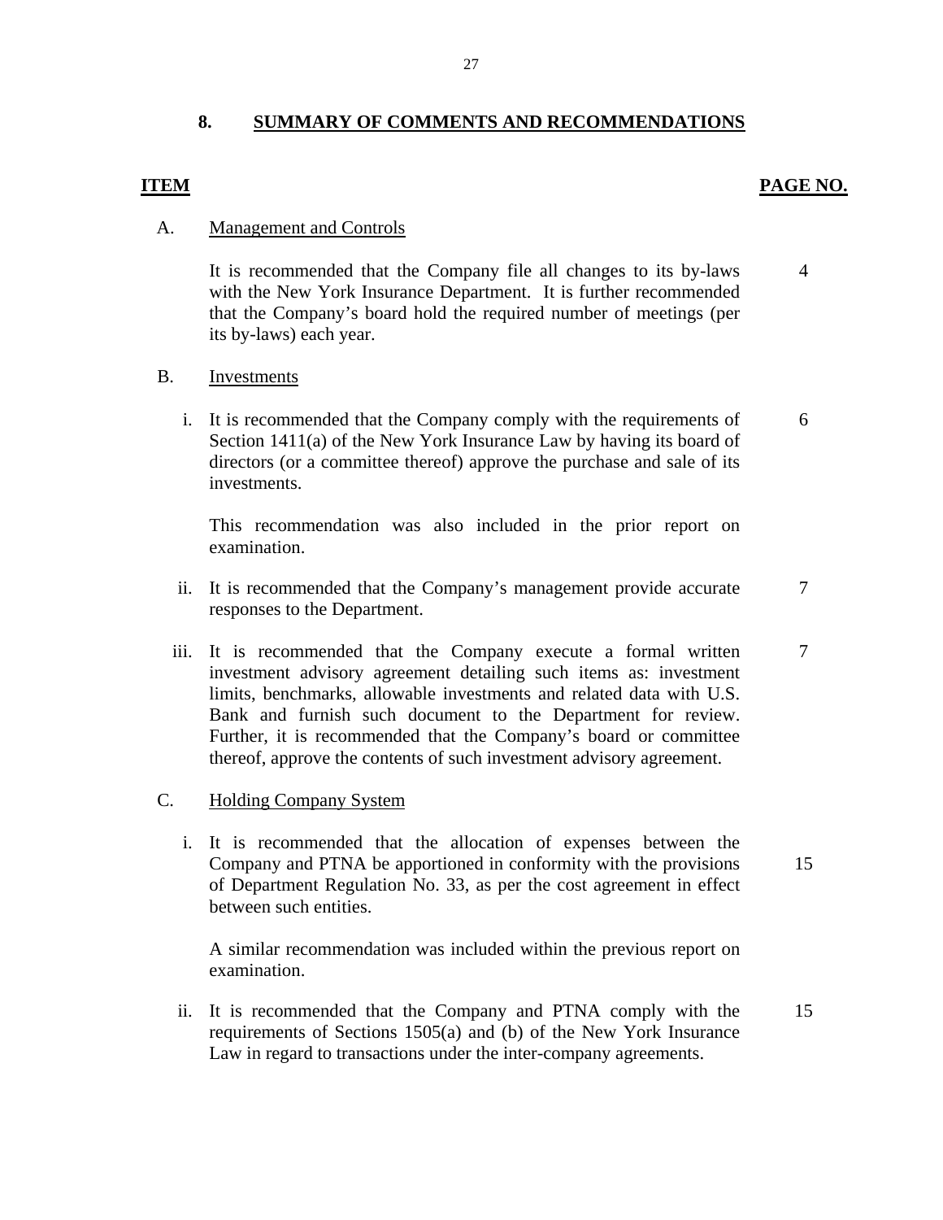## 8. SUMMARY OF COMMENTS AND RECOMMENDATIONS

| ITEM | | PAGE NO. |
|---|---|---|
| A. | **Management and Controls** | |
| | It is recommended that the Company file all changes to its by-laws with the New York Insurance Department. It is further recommended that the Company's board hold the required number of meetings (per its by-laws) each year. | 4 |
| B. | **Investments** | |
| i. | It is recommended that the Company comply with the requirements of Section 1411(a) of the New York Insurance Law by having its board of directors (or a committee thereof) approve the purchase and sale of its investments.<br><br>This recommendation was also included in the prior report on examination. | 6 |
| ii. | It is recommended that the Company's management provide accurate responses to the Department. | 7 |
| iii. | It is recommended that the Company execute a formal written investment advisory agreement detailing such items as: investment limits, benchmarks, allowable investments and related data with U.S. Bank and furnish such document to the Department for review. Further, it is recommended that the Company's board or committee thereof, approve the contents of such investment advisory agreement. | 7 |
| C. | **Holding Company System** | |
| i. | It is recommended that the allocation of expenses between the Company and PTNA be apportioned in conformity with the provisions of Department Regulation No. 33, as per the cost agreement in effect between such entities.<br><br>A similar recommendation was included within the previous report on examination. | 15 |
| ii. | It is recommended that the Company and PTNA comply with the requirements of Sections 1505(a) and (b) of the New York Insurance Law in regard to transactions under the inter-company agreements. | 15 |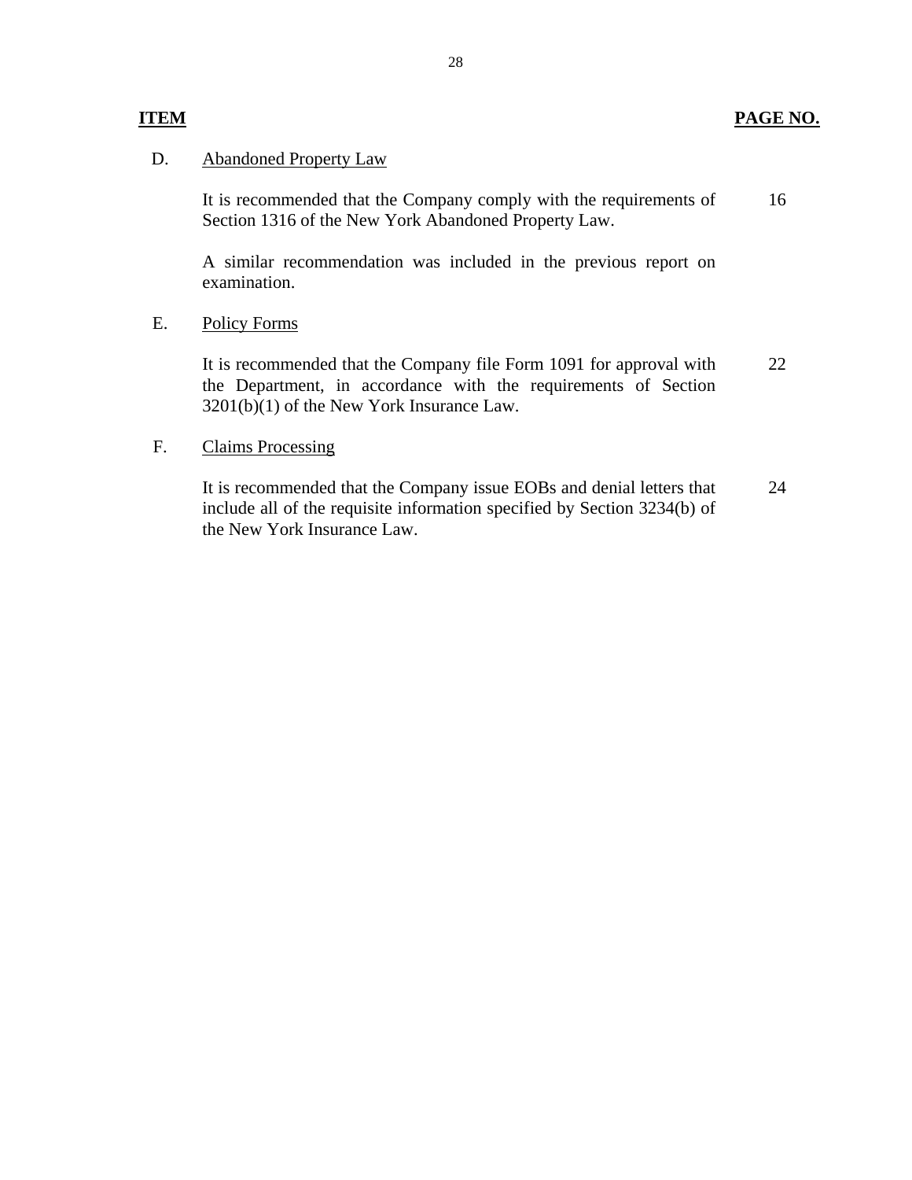| ITEM | | PAGE NO. |
|---|---|---|
| D. | Abandoned Property Law | |
| | It is recommended that the Company comply with the requirements of Section 1316 of the New York Abandoned Property Law. | 16 |
| | A similar recommendation was included in the previous report on examination. | |
| E. | Policy Forms | |
| | It is recommended that the Company file Form 1091 for approval with the Department, in accordance with the requirements of Section 3201(b)(1) of the New York Insurance Law. | 22 |
| F. | Claims Processing | |
| | It is recommended that the Company issue EOBs and denial letters that include all of the requisite information specified by Section 3234(b) of the New York Insurance Law. | 24 |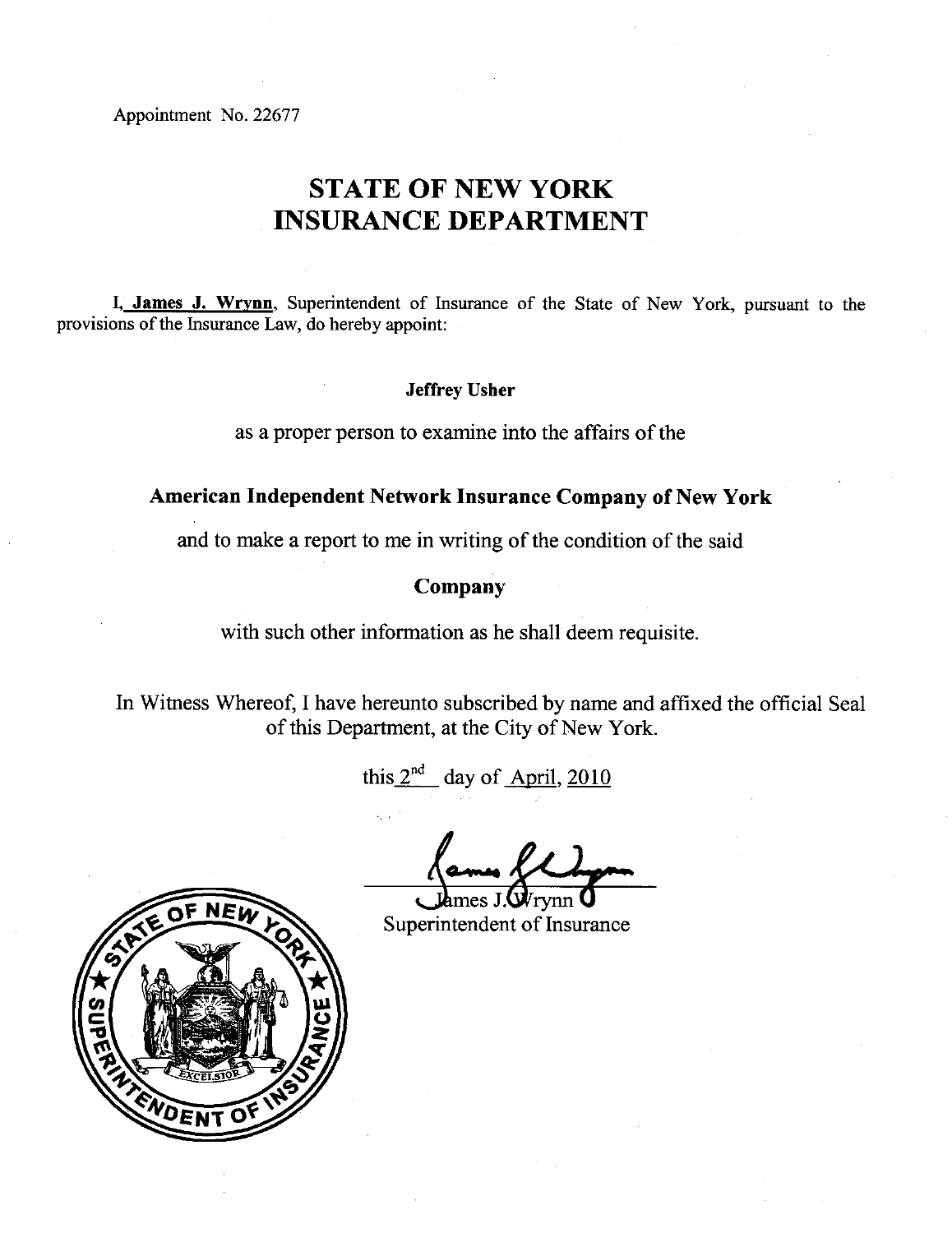Appointment No. 22677

# STATE OF NEW YORK
# INSURANCE DEPARTMENT

I, **James J. Wrynn**, Superintendent of Insurance of the State of New York, pursuant to the provisions of the Insurance Law, do hereby appoint:

**Jeffrey Usher**

as a proper person to examine into the affairs of the

**American Independent Network Insurance Company of New York**

and to make a report to me in writing of the condition of the said

**Company**

with such other information as he shall deem requisite.

In Witness Whereof, I have hereunto subscribed by name and affixed the official Seal of this Department, at the City of New York.

this 2nd day of April, 2010

James J. Wrynn
Superintendent of Insurance

STATE OF NEW YORK SUPERINTENDENT OF INSURANCE
EXCELSIOR